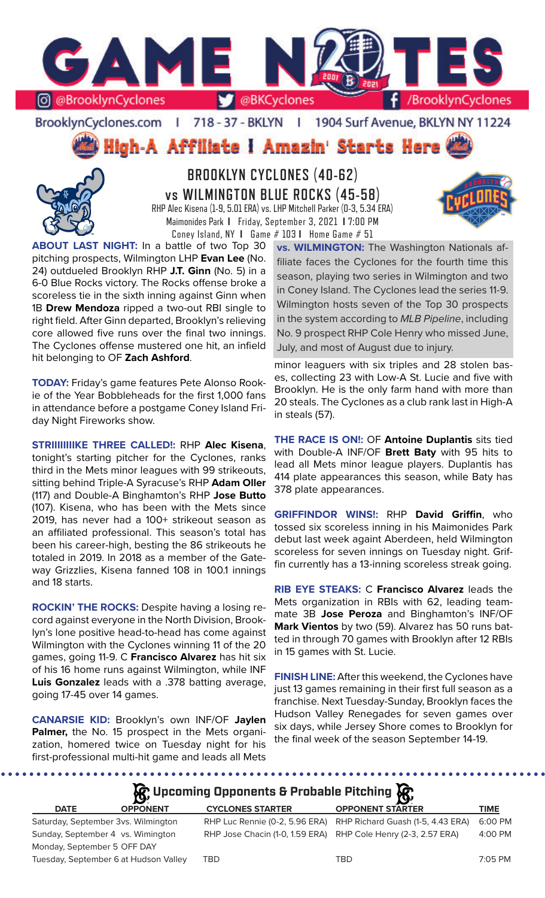# GAME NOTES

@BrooklynCyclones | @BKCyclones | /BrooklynCyclones

BrooklynCyclones.com | 718-37-BKLYN | 1904 Surf Avenue, BKLYN NY 11224

**High-A Affiliate | Amazin' Starts Here**

## BROOKLYN CYCLONES (40-62)
## vs WILMINGTON BLUE ROCKS (45-58)

RHP Alec Kisena (1-9, 5.01 ERA) vs. LHP Mitchell Parker (0-3, 5.34 ERA)
Maimonides Park | Friday, September 3, 2021 | 7:00 PM
Coney Island, NY | Game # 103 | Home Game # 51

**ABOUT LAST NIGHT:** In a battle of two Top 30 pitching prospects, Wilmington LHP **Evan Lee** (No. 24) outdueled Brooklyn RHP **J.T. Ginn** (No. 5) in a 6-0 Blue Rocks victory. The Rocks offense broke a scoreless tie in the sixth inning against Ginn when 1B **Drew Mendoza** ripped a two-out RBI single to right field. After Ginn departed, Brooklyn's relieving core allowed five runs over the final two innings. The Cyclones offense mustered one hit, an infield hit belonging to OF **Zach Ashford**.

**TODAY:** Friday's game features Pete Alonso Rookie of the Year Bobbleheads for the first 1,000 fans in attendance before a postgame Coney Island Friday Night Fireworks show.

**STRIIIIIIIIKE THREE CALLED!:** RHP **Alec Kisena**, tonight's starting pitcher for the Cyclones, ranks third in the Mets minor leagues with 99 strikeouts, sitting behind Triple-A Syracuse's RHP **Adam Oller** (117) and Double-A Binghamton's RHP **Jose Butto** (107). Kisena, who has been with the Mets since 2019, has never had a 100+ strikeout season as an affiliated professional. This season's total has been his career-high, besting the 86 strikeouts he totaled in 2019. In 2018 as a member of the Gateway Grizzlies, Kisena fanned 108 in 100.1 innings and 18 starts.

**ROCKIN' THE ROCKS:** Despite having a losing record against everyone in the North Division, Brooklyn's lone positive head-to-head has come against Wilmington with the Cyclones winning 11 of the 20 games, going 11-9. C **Francisco Alvarez** has hit six of his 16 home runs against Wilmington, while INF **Luis Gonzalez** leads with a .378 batting average, going 17-45 over 14 games.

**CANARSIE KID:** Brooklyn's own INF/OF **Jaylen Palmer,** the No. 15 prospect in the Mets organization, homered twice on Tuesday night for his first-professional multi-hit game and leads all Mets minor leaguers with six triples and 28 stolen bases, collecting 23 with Low-A St. Lucie and five with Brooklyn. He is the only farm hand with more than 20 steals. The Cyclones as a club rank last in High-A in steals (57).

**vs. WILMINGTON:** The Washington Nationals affiliate faces the Cyclones for the fourth time this season, playing two series in Wilmington and two in Coney Island. The Cyclones lead the series 11-9. Wilmington hosts seven of the Top 30 prospects in the system according to *MLB Pipeline*, including No. 9 prospect RHP Cole Henry who missed June, July, and most of August due to injury.

**THE RACE IS ON!:** OF **Antoine Duplantis** sits tied with Double-A INF/OF **Brett Baty** with 95 hits to lead all Mets minor league players. Duplantis has 414 plate appearances this season, while Baty has 378 plate appearances.

**GRIFFINDOR WINS!:** RHP **David Griffin**, who tossed six scoreless inning in his Maimonides Park debut last week against Aberdeen, held Wilmington scoreless for seven innings on Tuesday night. Griffin currently has a 13-inning scoreless streak going.

**RIB EYE STEAKS:** C **Francisco Alvarez** leads the Mets organization in RBIs with 62, leading teammate 3B **Jose Peroza** and Binghamton's INF/OF **Mark Vientos** by two (59). Alvarez has 50 runs batted in through 70 games with Brooklyn after 12 RBIs in 15 games with St. Lucie.

**FINISH LINE:** After this weekend, the Cyclones have just 13 games remaining in their first full season as a franchise. Next Tuesday-Sunday, Brooklyn faces the Hudson Valley Renegades for seven games over six days, while Jersey Shore comes to Brooklyn for the final week of the season September 14-19.

### Upcoming Opponents & Probable Pitching

| DATE | OPPONENT | CYCLONES STARTER | OPPONENT STARTER | TIME |
|---|---|---|---|---|
| Saturday, September 3 | vs. Wilmington | RHP Luc Rennie (0-2, 5.96 ERA) | RHP Richard Guash (1-5, 4.43 ERA) | 6:00 PM |
| Sunday, September 4 | vs. Wimington | RHP Jose Chacin (1-0, 1.59 ERA) | RHP Cole Henry (2-3, 2.57 ERA) | 4:00 PM |
| Monday, September 5 | OFF DAY | | | |
| Tuesday, September 6 | at Hudson Valley | TBD | TBD | 7:05 PM |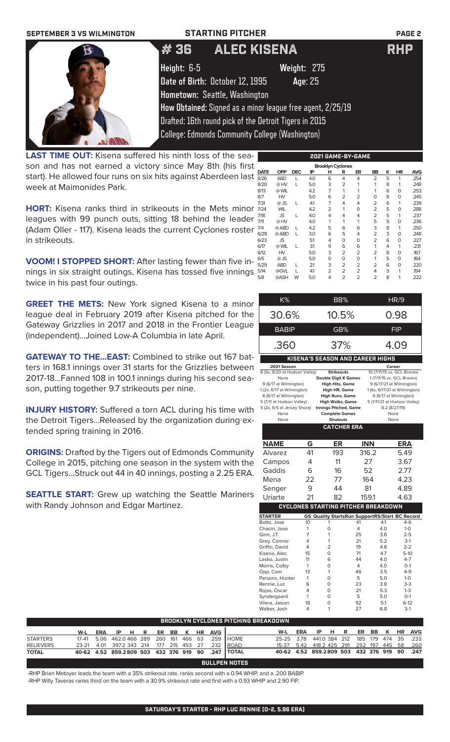SEPTEMBER 3 VS WILMINGTON — STARTING PITCHER

# # 36 ALEC KISENA RHP

**Height:** 6-5 **Weight:** 275
**Date of Birth:** October 12, 1995 **Age:** 25
**Hometown:** Seattle, Washington
**How Obtained:** Signed as a minor league free agent, 2/25/19
Drafted: 16th round pick of the Detroit Tigers in 2015
College: Edmonds Community College (Washington)

**LAST TIME OUT:** Kisena suffered his ninth loss of the season and has not earned a victory since May 8th (his first start). He allowed four runs on six hits against Aberdeen last week at Maimonides Park.

**HORT:** Kisena ranks third in strikeouts in the Mets minor leagues with 99 punch outs, sitting 18 behind the leader (Adam Oller - 117). Kisena leads the current Cyclones roster in strikeouts.

**VOOM! I STOPPED SHORT:** After lasting fewer than five innings in six straight outings, Kisena has tossed five innings twice in his past four outings.

**GREET THE METS:** New York signed Kisena to a minor league deal in February 2019 after Kisena pitched for the Gateway Grizzlies in 2017 and 2018 in the Frontier League (independent)...Joined Low-A Columbia in late April.

**GATEWAY TO THE...EAST:** Combined to strike out 167 batters in 168.1 innings over 31 starts for the Grizzlies between 2017-18...Fanned 108 in 100.1 innings during his second season, putting together 9.7 strikeouts per nine.

**INJURY HISTORY:** Suffered a torn ACL during his time with the Detroit Tigers...Released by the organization during extended spring training in 2016.

**ORIGINS:** Drafted by the Tigers out of Edmonds Community College in 2015, pitching one season in the system with the GCL Tigers...Struck out 44 in 40 innings, posting a 2.25 ERA.

**SEATTLE START:** Grew up watching the Seattle Mariners with Randy Johnson and Edgar Martinez.

## 2021 GAME-BY-GAME

Brooklyn Cyclones

| DATE | OPP | DEC | IP | H | R | ER | BB | K | HR | AVG |
|---|---|---|---|---|---|---|---|---|---|---|
| 8/26 | ABD | L | 4.0 | 6 | 4 | 4 | 2 | 5 | 1 | .254 |
| 8/20 | @ HV | L | 5.0 | 3 | 2 | 1 | 1 | 8 | 1 | .248 |
| 8/13 | @ WIL | | 4.2 | 7 | 1 | 1 | 1 | 6 | 0 | .253 |
| 8/7 | HV | | 5.0 | 6 | 2 | 2 | 0 | 8 | 0 | .245 |
| 7/31 | @ JS | L | 4.1 | 7 | 4 | 4 | 2 | 6 | 1 | .239 |
| 7/24 | WIL | | 4.2 | 2 | 1 | 0 | 2 | 5 | 0 | .288 |
| 7/18 | JS | L | 4.0 | 4 | 4 | 4 | 2 | 5 | 1 | .237 |
| 7/11 | @ HV | | 4.0 | 1 | 1 | 1 | 5 | 5 | 0 | .236 |
| 7/4 | @ ABD | L | 4.2 | 5 | 6 | 6 | 3 | 8 | 1 | .250 |
| 6/29 | @ ABD | L | 3.0 | 6 | 5 | 4 | 2 | 3 | 0 | .248 |
| 6/23 | JS | | 5.1 | 4 | 0 | 0 | 2 | 6 | 0 | .227 |
| 6/17 | @ WIL | L | 3.1 | 9 | 6 | 6 | 1 | 4 | 1 | .231 |
| 6/12 | HV | | 5.0 | 3 | 2 | 2 | 2 | 8 | 0 | .167 |
| 6/5 | @ JS | | 5.0 | 0 | 0 | 0 | 1 | 5 | 0 | .164 |
| 5/29 | ABD | L | 2.1 | 3 | 2 | 2 | 2 | 6 | 0 | .220 |
| 5/14 | @GVL | L | 4.1 | 2 | 2 | 2 | 4 | 3 | 1 | .194 |
| 5/8 | @ASH | W | 5.0 | 4 | 2 | 2 | 2 | 8 | 1 | .222 |

| K% | BB% | HR/9 |
|---|---|---|
| 30.6% | 10.5% | 0.98 |
| **BABIP** | **GB%** | **FIP** |
| .360 | 37% | 4.09 |

## KISENA'S SEASON AND CAREER HIGHS

| 2021 Season | | Career |
|---|---|---|
| 8 (5x, 8/20 at Hudson Valley) | Strikeouts | 10 (7/11/15 vs. GCL Braves) |
| None | Double Digit K Games | 1 (7/11/15 vs. GCL Braves) |
| 9 (6/17 at Wilmington) | High Hits, Game | 9 (6/17/21 at Wilmington) |
| 1 (2x, 6/17 at Wilmington) | High HR, Game | 1 (6x, 6/17/21 at Wilmington) |
| 6 (6/17 at Wilmington) | High Runs, Game | 6 (6/17 at Wilmington) |
| 5 (7/11 at Hudson Valley) | High Walks, Game | 5 (7/11/21 at Hudson Valley) |
| 5 (2x, 6/5 at Jersey Shore) | Innings Pitched, Game | 6.2 (8/27/19) |
| None | Complete Games | None |
| None | Shutouts | None |

## CATCHER ERA

| NAME | G | ER | INN | ERA |
|---|---|---|---|---|
| Alvarez | 41 | 193 | 316.2 | 5.49 |
| Campos | 4 | 11 | 27 | 3.67 |
| Gaddis | 6 | 16 | 52 | 2.77 |
| Mena | 22 | 77 | 164 | 4.23 |
| Senger | 9 | 44 | 81 | 4.89 |
| Uriarte | 21 | 82 | 159.1 | 4.63 |

## CYCLONES STARTING PITCHER BREAKDOWN

| STARTER | GS | Quality Starts | Run Support | RS/Start | BC Record |
|---|---|---|---|---|---|
| Butto, Jose | 10 | 1 | 41 | 4.1 | 4-6 |
| Chacin, Jose | 1 | 0 | 4 | 4.0 | 1-0 |
| Ginn, J.T. | 7 | 1 | 25 | 3.6 | 2-5 |
| Grey, Connor | 4 | 1 | 21 | 5.2 | 3-1 |
| Griffin, David | 4 | 2 | 19 | 4.8 | 2-2 |
| Kisena, Alec | 15 | 0 | 71 | 4.7 | 5-10 |
| Lasko, Justin | 11 | 6 | 44 | 4.0 | 4-7 |
| Morris, Colby | 1 | 0 | 4 | 4.0 | 0-1 |
| Opp, Cam | 13 | 1 | 46 | 3.5 | 4-9 |
| Parsons, Hunter | 1 | 0 | 5 | 5.0 | 1-0 |
| Rennie, Luc | 6 | 0 | 23 | 3.8 | 3-3 |
| Rojas, Oscar | 4 | 0 | 21 | 5.3 | 1-3 |
| Syndergaard | 1 | 0 | 5 | 5.0 | 0-1 |
| Vilera, Jaison | 18 | 0 | 92 | 5.1 | 6-12 |
| Walker, Josh | 4 | 1 | 27 | 6.8 | 3-1 |

## BROOKLYN CYCLONES PITCHING BREAKDOWN

| | W-L | ERA | IP | H | R | ER | BB | K | HR | AVG |
|---|---|---|---|---|---|---|---|---|---|---|
| STARTERS | 17-41 | 5.06 | 462.0 | 466 | 289 | 260 | 161 | 466 | 63 | .259 |
| RELIEVERS | 23-21 | 4.01 | 397.2 | 343 | 214 | 177 | 215 | 453 | 27 | .232 |
| TOTAL | 40-62 | 4.52 | 859.2 | 809 | 503 | 432 | 376 | 919 | 90 | .247 |

| | W-L | ERA | IP | H | R | ER | BB | K | HR | AVG |
|---|---|---|---|---|---|---|---|---|---|---|
| HOME | 25-25 | 3.78 | 441.0 | 384 | 212 | 185 | 179 | 474 | 35 | .233 |
| ROAD | 15-37 | 5.42 | 418.2 | 425 | 291 | 252 | 197 | 445 | 58 | .260 |
| TOTAL | 40-62 | 4.52 | 859.2 | 809 | 503 | 432 | 376 | 919 | 90 | .247 |

## BULLPEN NOTES

-RHP Brian Metoyer leads the team with a 35% strikeout rate, ranks second with a 0.94 WHIP, and a .200 BABIP.
-RHP Willy Taveras ranks third on the team with a 30.9% strikeout rate and first with a 0.93 WHIP and 2.90 FIP.

SATURDAY'S STARTER - RHP LUC RENNIE (0-2, 5.96 ERA)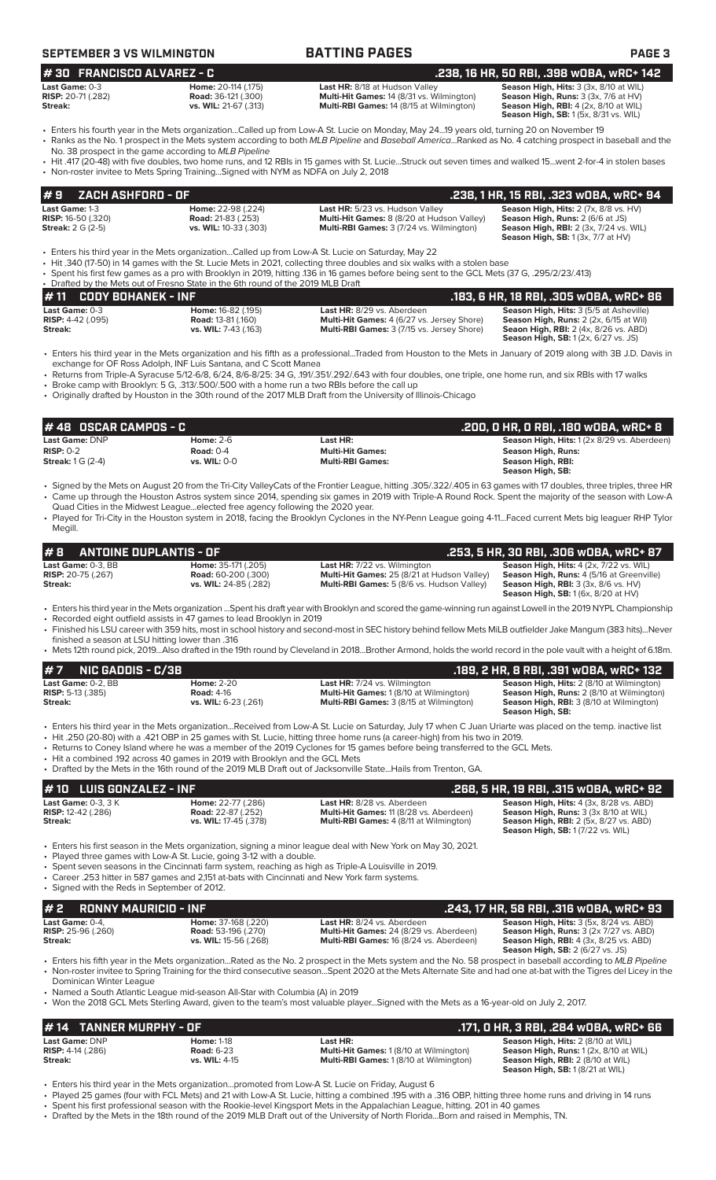# SEPTEMBER 3 VS WILMINGTON — BATTING PAGES

## # 30 FRANCISCO ALVAREZ - C — .238, 16 HR, 50 RBI, .398 wOBA, wRC+ 142

| | | | |
|---|---|---|---|
| **Last Game:** 0-3 | **Home:** 20-114 (.175) | **Last HR:** 8/18 at Hudson Valley | **Season High, Hits:** 3 (3x, 8/10 at WIL) |
| **RISP:** 20-71 (.282) | **Road:** 36-121 (.300) | **Multi-Hit Games:** 14 (8/31 vs. Wilmington) | **Season High, Runs:** 3 (3x, 7/6 at HV) |
| **Streak:** | **vs. WIL:** 21-67 (.313) | **Multi-RBI Games:** 14 (8/15 at Wilmington) | **Season High, RBI:** 4 (2x, 8/10 at WIL) |
| | | | **Season High, SB:** 1 (5x, 8/31 vs. WIL) |

- Enters his fourth year in the Mets organization...Called up from Low-A St. Lucie on Monday, May 24...19 years old, turning 20 on November 19
- Ranks as the No. 1 prospect in the Mets system according to both *MLB Pipeline* and *Baseball America*...Ranked as No. 4 catching prospect in baseball and the No. 38 prospect in the game according to *MLB Pipeline*
- Hit .417 (20-48) with five doubles, two home runs, and 12 RBIs in 15 games with St. Lucie...Struck out seven times and walked 15...went 2-for-4 in stolen bases
- Non-roster invitee to Mets Spring Training...Signed with NYM as NDFA on July 2, 2018

## # 9 ZACH ASHFORD - OF — .238, 1 HR, 15 RBI, .323 wOBA, wRC+ 94

| | | | |
|---|---|---|---|
| **Last Game:** 1-3 | **Home:** 22-98 (.224) | **Last HR:** 5/23 vs. Hudson Valley | **Season High, Hits:** 2 (7x, 8/8 vs. HV) |
| **RISP:** 16-50 (.320) | **Road:** 21-83 (.253) | **Multi-Hit Games:** 8 (8/20 at Hudson Valley) | **Season High, Runs:** 2 (6/6 at JS) |
| **Streak:** 2 G (2-5) | **vs. WIL:** 10-33 (.303) | **Multi-RBI Games:** 3 (7/24 vs. Wilmington) | **Season High, RBI:** 2 (3x, 7/24 vs. WIL) |
| | | | **Season High, SB:** 1 (3x, 7/7 at HV) |

- Enters his third year in the Mets organization...Called up from Low-A St. Lucie on Saturday, May 22
- Hit .340 (17-50) in 14 games with the St. Lucie Mets in 2021, collecting three doubles and six walks with a stolen base
- Spent his first few games as a pro with Brooklyn in 2019, hitting .136 in 16 games before being sent to the GCL Mets (37 G, .295/2/23/.413)
- Drafted by the Mets out of Fresno State in the 6th round of the 2019 MLB Draft

## # 11 CODY BOHANEK - INF — .183, 6 HR, 18 RBI, .305 wOBA, wRC+ 86

| | | | |
|---|---|---|---|
| **Last Game:** 0-3 | **Home:** 16-82 (.195) | **Last HR:** 8/29 vs. Aberdeen | **Season High, Hits:** 3 (5/5 at Asheville) |
| **RISP:** 4-42 (.095) | **Road:** 13-81 (.160) | **Multi-Hit Games:** 4 (6/27 vs. Jersey Shore) | **Season High, Runs:** 2 (2x, 6/15 at Wil) |
| **Streak:** | **vs. WIL:** 7-43 (.163) | **Multi-RBI Games:** 3 (7/15 vs. Jersey Shore) | **Season High, RBI:** 2 (4x, 8/26 vs. ABD) |
| | | | **Season High, SB:** 1 (2x, 6/27 vs. JS) |

- Enters his third year in the Mets organization and his fifth as a professional...Traded from Houston to the Mets in January of 2019 along with 3B J.D. Davis in exchange for OF Ross Adolph, INF Luis Santana, and C Scott Manea
- Returns from Triple-A Syracuse 5/12-6/8, 6/24, 8/6-8/25: 34 G, .191/.351/.292/.643 with four doubles, one triple, one home run, and six RBIs with 17 walks
- Broke camp with Brooklyn: 5 G, .313/.500/.500 with a home run a two RBIs before the call up
- Originally drafted by Houston in the 30th round of the 2017 MLB Draft from the University of Illinois-Chicago

## # 48 OSCAR CAMPOS - C — .200, 0 HR, 0 RBI, .180 wOBA, wRC+ 8

| | | | |
|---|---|---|---|
| **Last Game:** DNP | **Home:** 2-6 | **Last HR:** | **Season High, Hits:** 1 (2x 8/29 vs. Aberdeen) |
| **RISP:** 0-2 | **Road:** 0-4 | **Multi-Hit Games:** | **Season High, Runs:** |
| **Streak:** 1 G (2-4) | **vs. WIL:** 0-0 | **Multi-RBI Games:** | **Season High, RBI:** |
| | | | **Season High, SB:** |

- Signed by the Mets on August 20 from the Tri-City ValleyCats of the Frontier League, hitting .305/.322/.405 in 63 games with 17 doubles, three triples, three HR
- Came up through the Houston Astros system since 2014, spending six games in 2019 with Triple-A Round Rock. Spent the majority of the season with Low-A Quad Cities in the Midwest League...elected free agency following the 2020 year.
- Played for Tri-City in the Houston system in 2018, facing the Brooklyn Cyclones in the NY-Penn League going 4-11...Faced current Mets big leaguer RHP Tylor Megill.

## # 8 ANTOINE DUPLANTIS - OF — .253, 5 HR, 30 RBI, .306 wOBA, wRC+ 87

| | | | |
|---|---|---|---|
| **Last Game:** 0-3, BB | **Home:** 35-171 (.205) | **Last HR:** 7/22 vs. Wilmington | **Season High, Hits:** 4 (2x, 7/22 vs. WIL) |
| **RISP:** 20-75 (.267) | **Road:** 60-200 (.300) | **Multi-Hit Games:** 25 (8/21 at Hudson Valley) | **Season High, Runs:** 4 (5/16 at Greenville) |
| **Streak:** | **vs. WIL:** 24-85 (.282) | **Multi-RBI Games:** 5 (8/6 vs. Hudson Valley) | **Season High, RBI:** 3 (3x, 8/6 vs. HV) |
| | | | **Season High, SB:** 1 (6x, 8/20 at HV) |

- Enters his third year in the Mets organization ...Spent his draft year with Brooklyn and scored the game-winning run against Lowell in the 2019 NYPL Championship
- Recorded eight outfield assists in 47 games to lead Brooklyn in 2019
- Finished his LSU career with 359 hits, most in school history and second-most in SEC history behind fellow Mets MiLB outfielder Jake Mangum (383 hits)...Never finished a season at LSU hitting lower than .316
- Mets 12th round pick, 2019...Also drafted in the 19th round by Cleveland in 2018...Brother Armond, holds the world record in the pole vault with a height of 6.18m.

## # 7 NIC GADDIS - C/3B — .189, 2 HR, 8 RBI, .391 wOBA, wRC+ 132

| | | | |
|---|---|---|---|
| **Last Game:** 0-2, BB | **Home:** 2-20 | **Last HR:** 7/24 vs. Wilmington | **Season High, Hits:** 2 (8/10 at Wilmington) |
| **RISP:** 5-13 (.385) | **Road:** 4-16 | **Multi-Hit Games:** 1 (8/10 at Wilmington) | **Season High, Runs:** 2 (8/10 at Wilmington) |
| **Streak:** | **vs. WIL:** 6-23 (.261) | **Multi-RBI Games:** 3 (8/15 at Wilmington) | **Season High, RBI:** 3 (8/10 at Wilmington) |
| | | | **Season High, SB:** |

- Enters his third year in the Mets organization...Received from Low-A St. Lucie on Saturday, July 17 when C Juan Uriarte was placed on the temp. inactive list
- Hit .250 (20-80) with a .421 OBP in 25 games with St. Lucie, hitting three home runs (a career-high) from his two in 2019.
- Returns to Coney Island where he was a member of the 2019 Cyclones for 15 games before being transferred to the GCL Mets.
- Hit a combined .192 across 40 games in 2019 with Brooklyn and the GCL Mets
- Drafted by the Mets in the 16th round of the 2019 MLB Draft out of Jacksonville State...Hails from Trenton, GA.

## # 10 LUIS GONZALEZ - INF — .268, 5 HR, 19 RBI, .315 wOBA, wRC+ 92

| | | | |
|---|---|---|---|
| **Last Game:** 0-3, 3 K | **Home:** 22-77 (.286) | **Last HR:** 8/28 vs. Aberdeen | **Season High, Hits:** 4 (3x, 8/28 vs. ABD) |
| **RISP:** 12-42 (.286) | **Road:** 22-87 (.252) | **Multi-Hit Games:** 11 (8/28 vs. Aberdeen) | **Season High, Runs:** 3 (3x 8/10 at WIL) |
| **Streak:** | **vs. WIL:** 17-45 (.378) | **Multi-RBI Games:** 4 (8/11 at Wilmington) | **Season High, RBI:** 2 (5x, 8/27 vs. ABD) |
| | | | **Season High, SB:** 1 (7/22 vs. WIL) |

- Enters his first season in the Mets organization, signing a minor league deal with New York on May 30, 2021.
- Played three games with Low-A St. Lucie, going 3-12 with a double.
- Spent seven seasons in the Cincinnati farm system, reaching as high as Triple-A Louisville in 2019.
- Career .253 hitter in 587 games and 2,151 at-bats with Cincinnati and New York farm systems.
- Signed with the Reds in September of 2012.

## # 2 RONNY MAURICIO - INF — .243, 17 HR, 58 RBI, .316 wOBA, wRC+ 93

| | | | |
|---|---|---|---|
| **Last Game:** 0-4, | **Home:** 37-168 (.220) | **Last HR:** 8/24 vs. Aberdeen | **Season High, Hits:** 3 (5x, 8/24 vs. ABD) |
| **RISP:** 25-96 (.260) | **Road:** 53-196 (.270) | **Multi-Hit Games:** 24 (8/29 vs. Aberdeen) | **Season High, Runs:** 3 (2x 7/27 vs. ABD) |
| **Streak:** | **vs. WIL:** 15-56 (.268) | **Multi-RBI Games:** 16 (8/24 vs. Aberdeen) | **Season High, RBI:** 4 (3x, 8/25 vs. ABD) |
| | | | **Season High, SB:** 2 (6/27 vs. JS) |

- Enters his fifth year in the Mets organization...Rated as the No. 2 prospect in the Mets system and the No. 58 prospect in baseball according to *MLB Pipeline*
- Non-roster invitee to Spring Training for the third consecutive season...Spent 2020 at the Mets Alternate Site and had one at-bat with the Tigres del Licey in the Dominican Winter League
- Named a South Atlantic League mid-season All-Star with Columbia (A) in 2019
- Won the 2018 GCL Mets Sterling Award, given to the team's most valuable player...Signed with the Mets as a 16-year-old on July 2, 2017.

## # 14 TANNER MURPHY - OF — .171, 0 HR, 3 RBI, .284 wOBA, wRC+ 66

| | | | |
|---|---|---|---|
| **Last Game:** DNP | **Home:** 1-18 | **Last HR:** | **Season High, Hits:** 2 (8/10 at WIL) |
| **RISP:** 4-14 (.286) | **Road:** 6-23 | **Multi-Hit Games:** 1 (8/10 at Wilmington) | **Season High, Runs:** 1 (2x, 8/10 at WIL) |
| **Streak:** | **vs. WIL:** 4-15 | **Multi-RBI Games:** 1 (8/10 at Wilmington) | **Season High, RBI:** 2 (8/10 at WIL) |
| | | | **Season High, SB:** 1 (8/21 at WIL) |

- Enters his third year in the Mets organization...promoted from Low-A St. Lucie on Friday, August 6
- Played 25 games (four with FCL Mets) and 21 with Low-A St. Lucie, hitting a combined .195 with a .316 OBP, hitting three home runs and driving in 14 runs
- Spent his first professional season with the Rookie-level Kingsport Mets in the Appalachian League, hitting. 201 in 40 games
- Drafted by the Mets in the 18th round of the 2019 MLB Draft out of the University of North Florida...Born and raised in Memphis, TN.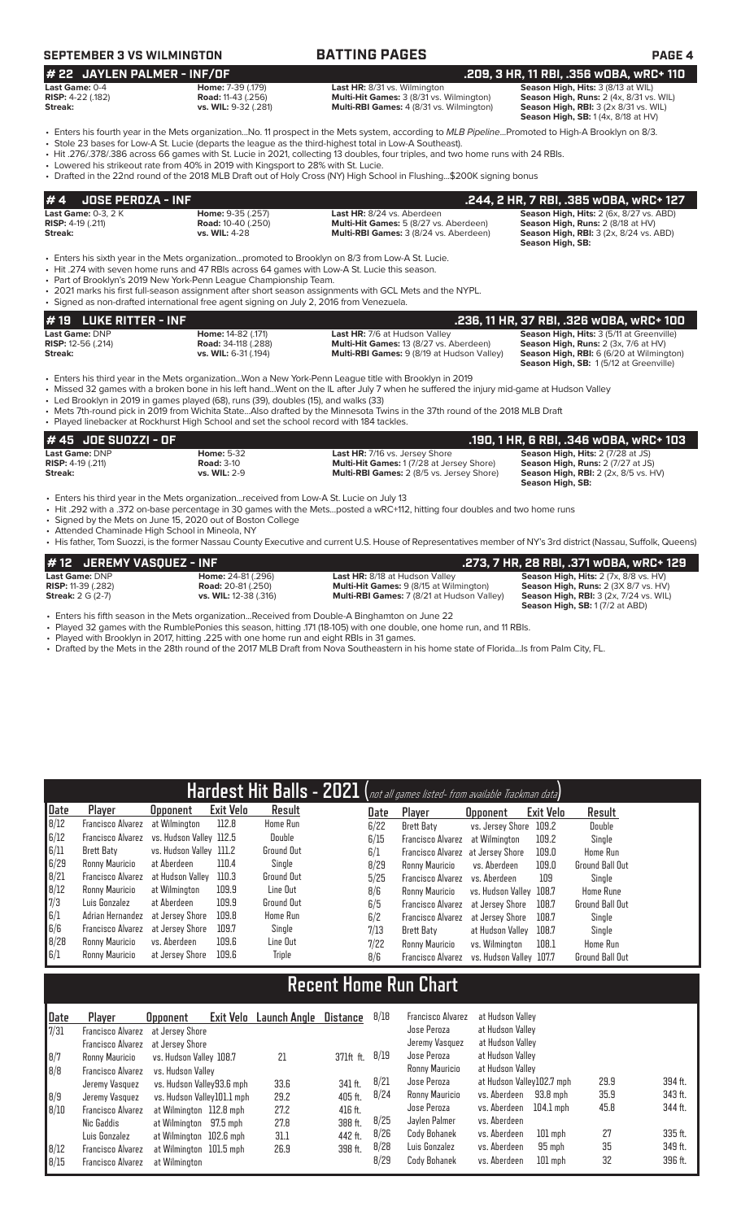**SEPTEMBER 3 VS WILMINGTON** | **BATTING PAGES**

## # 22 JAYLEN PALMER - INF/OF — .209, 3 HR, 11 RBI, .356 wOBA, wRC+ 110

**Last Game:** 0-4
**RISP:** 4-22 (.182)
**Streak:**

**Home:** 7-39 (.179)
**Road:** 11-43 (.256)
**vs. WIL:** 9-32 (.281)

**Last HR:** 8/31 vs. Wilmington
**Multi-Hit Games:** 3 (8/31 vs. Wilmington)
**Multi-RBI Games:** 4 (8/31 vs. Wilmington)

**Season High, Hits:** 3 (8/13 at WIL)
**Season High, Runs:** 2 (4x, 8/31 vs. WIL)
**Season High, RBI:** 3 (2x 8/31 vs. WIL)
**Season High, SB:** 1 (4x, 8/18 at HV)

- Enters his fourth year in the Mets organization...No. 11 prospect in the Mets system, according to *MLB Pipeline*...Promoted to High-A Brooklyn on 8/3.
- Stole 23 bases for Low-A St. Lucie (departs the league as the third-highest total in Low-A Southeast).
- Hit .276/.378/.386 across 66 games with St. Lucie in 2021, collecting 13 doubles, four triples, and two home runs with 24 RBIs.
- Lowered his strikeout rate from 40% in 2019 with Kingsport to 28% with St. Lucie.
- Drafted in the 22nd round of the 2018 MLB Draft out of Holy Cross (NY) High School in Flushing...$200K signing bonus

## # 4 JOSE PEROZA - INF — .244, 2 HR, 7 RBI, .385 wOBA, wRC+ 127

**Last Game:** 0-3, 2 K
**RISP:** 4-19 (.211)
**Streak:**

**Home:** 9-35 (.257)
**Road:** 10-40 (.250)
**vs. WIL:** 4-28

**Last HR:** 8/24 vs. Aberdeen
**Multi-Hit Games:** 5 (8/27 vs. Aberdeen)
**Multi-RBI Games:** 3 (8/24 vs. Aberdeen)

**Season High, Hits:** 2 (6x, 8/27 vs. ABD)
**Season High, Runs:** 2 (8/18 at HV)
**Season High, RBI:** 3 (2x, 8/24 vs. ABD)
**Season High, SB:**

- Enters his sixth year in the Mets organization...promoted to Brooklyn on 8/3 from Low-A St. Lucie.
- Hit .274 with seven home runs and 47 RBIs across 64 games with Low-A St. Lucie this season.
- Part of Brooklyn's 2019 New York-Penn League Championship Team.
- 2021 marks his first full-season assignment after short season assignments with GCL Mets and the NYPL.
- Signed as non-drafted international free agent signing on July 2, 2016 from Venezuela.

## # 19 LUKE RITTER - INF — .236, 11 HR, 37 RBI, .326 wOBA, wRC+ 100

**Last Game:** DNP
**RISP:** 12-56 (.214)
**Streak:**

**Home:** 14-82 (.171)
**Road:** 34-118 (.288)
**vs. WIL:** 6-31 (.194)

**Last HR:** 7/6 at Hudson Valley
**Multi-Hit Games:** 13 (8/27 vs. Aberdeen)
**Multi-RBI Games:** 9 (8/19 at Hudson Valley)

**Season High, Hits:** 3 (5/11 at Greenville)
**Season High, Runs:** 2 (3x, 7/6 at HV)
**Season High, RBI:** 6 (6/20 at Wilmington)
**Season High, SB:** 1 (5/12 at Greenville)

- Enters his third year in the Mets organization...Won a New York-Penn League title with Brooklyn in 2019
- Missed 32 games with a broken bone in his left hand...Went on the IL after July 7 when he suffered the injury mid-game at Hudson Valley
- Led Brooklyn in 2019 in games played (68), runs (39), doubles (15), and walks (33)
- Mets 7th-round pick in 2019 from Wichita State...Also drafted by the Minnesota Twins in the 37th round of the 2018 MLB Draft
- Played linebacker at Rockhurst High School and set the school record with 184 tackles.

## # 45 JOE SUOZZI - OF — .190, 1 HR, 6 RBI, .346 wOBA, wRC+ 103

**Last Game:** DNP
**RISP:** 4-19 (.211)
**Streak:**

**Home:** 5-32
**Road:** 3-10
**vs. WIL:** 2-9

**Last HR:** 7/16 vs. Jersey Shore
**Multi-Hit Games:** 1 (7/28 at Jersey Shore)
**Multi-RBI Games:** 2 (8/5 vs. Jersey Shore)

**Season High, Hits:** 2 (7/28 at JS)
**Season High, Runs:** 2 (7/27 at JS)
**Season High, RBI:** 2 (2x, 8/5 vs. HV)
**Season High, SB:**

- Enters his third year in the Mets organization...received from Low-A St. Lucie on July 13
- Hit .292 with a .372 on-base percentage in 30 games with the Mets...posted a wRC+112, hitting four doubles and two home runs
- Signed by the Mets on June 15, 2020 out of Boston College
- Attended Chaminade High School in Mineola, NY
- His father, Tom Suozzi, is the former Nassau County Executive and current U.S. House of Representatives member of NY's 3rd district (Nassau, Suffolk, Queens)

## # 12 JEREMY VASQUEZ - INF — .273, 7 HR, 28 RBI, .371 wOBA, wRC+ 129

**Last Game:** DNP
**RISP:** 11-39 (.282)
**Streak:** 2 G (2-7)

**Home:** 24-81 (.296)
**Road:** 20-81 (.250)
**vs. WIL:** 12-38 (.316)

**Last HR:** 8/18 at Hudson Valley
**Multi-Hit Games:** 9 (8/15 at Wilmington)
**Multi-RBI Games:** 7 (8/21 at Hudson Valley)

**Season High, Hits:** 2 (7x, 8/8 vs. HV)
**Season High, Runs:** 2 (3X 8/7 vs. HV)
**Season High, RBI:** 3 (2x, 7/24 vs. WIL)
**Season High, SB:** 1 (7/2 at ABD)

- Enters his fifth season in the Mets organization...Received from Double-A Binghamton on June 22
- Played 32 games with the RumblePonies this season, hitting .171 (18-105) with one double, one home run, and 11 RBIs.
- Played with Brooklyn in 2017, hitting .225 with one home run and eight RBIs in 31 games.
- Drafted by the Mets in the 28th round of the 2017 MLB Draft from Nova Southeastern in his home state of Florida...Is from Palm City, FL.

## Hardest Hit Balls - 2021 (not all games listed- from available Trackman data)

| Date | Player | Opponent | Exit Velo | Result |
|---|---|---|---|---|
| 8/12 | Francisco Alvarez | at Wilmington | 112.8 | Home Run |
| 6/12 | Francisco Alvarez | vs. Hudson Valley | 112.5 | Double |
| 6/11 | Brett Baty | vs. Hudson Valley | 111.2 | Ground Out |
| 6/29 | Ronny Mauricio | at Aberdeen | 110.4 | Single |
| 8/21 | Francisco Alvarez | at Hudson Valley | 110.3 | Ground Out |
| 8/12 | Ronny Mauricio | at Wilmington | 109.9 | Line Out |
| 7/3 | Luis Gonzalez | at Aberdeen | 109.9 | Ground Out |
| 6/1 | Adrian Hernandez | at Jersey Shore | 109.8 | Home Run |
| 6/6 | Francisco Alvarez | at Jersey Shore | 109.7 | Single |
| 8/28 | Ronny Mauricio | vs. Aberdeen | 109.6 | Line Out |
| 6/1 | Ronny Mauricio | at Jersey Shore | 109.6 | Triple |
| 6/22 | Brett Baty | vs. Jersey Shore | 109.2 | Double |
| 6/15 | Francisco Alvarez | at Wilmington | 109.2 | Single |
| 6/1 | Francisco Alvarez | at Jersey Shore | 109.0 | Home Run |
| 8/29 | Ronny Mauricio | vs. Aberdeen | 109.0 | Ground Ball Out |
| 5/25 | Francisco Alvarez | vs. Aberdeen | 109 | Single |
| 8/6 | Ronny Mauricio | vs. Hudson Valley | 108.7 | Home Rune |
| 6/5 | Francisco Alvarez | at Jersey Shore | 108.7 | Ground Ball Out |
| 6/2 | Francisco Alvarez | at Jersey Shore | 108.7 | Single |
| 7/13 | Brett Baty | at Hudson Valley | 108.7 | Single |
| 7/22 | Ronny Mauricio | vs. Wilmington | 108.1 | Home Run |
| 8/6 | Francisco Alvarez | vs. Hudson Valley | 107.7 | Ground Ball Out |

## Recent Home Run Chart

| Date | Player | Opponent | Exit Velo | Launch Angle | Distance |
|---|---|---|---|---|---|
| 7/31 | Francisco Alvarez | at Jersey Shore | | | |
| | Francisco Alvarez | at Jersey Shore | | | |
| 8/7 | Ronny Mauricio | vs. Hudson Valley | 108.7 | 21 | 371ft ft. |
| 8/8 | Francisco Alvarez | vs. Hudson Valley | | | |
| | Jeremy Vasquez | vs. Hudson Valley | 93.6 mph | 33.6 | 341 ft. |
| 8/9 | Jeremy Vasquez | vs. Hudson Valley | 101.1 mph | 29.2 | 405 ft. |
| 8/10 | Francisco Alvarez | at Wilmington | 112.8 mph | 27.2 | 416 ft. |
| | Nic Gaddis | at Wilmington | 97.5 mph | 27.8 | 388 ft. |
| | Luis Gonzalez | at Wilmington | 102.6 mph | 31.1 | 442 ft. |
| 8/12 | Francisco Alvarez | at Wilmington | 101.5 mph | 26.9 | 398 ft. |
| 8/15 | Francisco Alvarez | at Wilmington | | | |
| 8/18 | Francisco Alvarez | at Hudson Valley | | | |
| | Jose Peroza | at Hudson Valley | | | |
| | Jeremy Vasquez | at Hudson Valley | | | |
| 8/19 | Jose Peroza | at Hudson Valley | | | |
| | Ronny Mauricio | at Hudson Valley | | | |
| 8/21 | Jose Peroza | at Hudson Valley | 102.7 mph | 29.9 | 394 ft. |
| 8/24 | Ronny Mauricio | vs. Aberdeen | 93.8 mph | 35.9 | 343 ft. |
| | Jose Peroza | vs. Aberdeen | 104.1 mph | 45.8 | 344 ft. |
| 8/25 | Jaylen Palmer | vs. Aberdeen | | | |
| 8/26 | Cody Bohanek | vs. Aberdeen | 101 mph | 27 | 335 ft. |
| 8/28 | Luis Gonzalez | vs. Aberdeen | 95 mph | 35 | 349 ft. |
| 8/29 | Cody Bohanek | vs. Aberdeen | 101 mph | 32 | 396 ft. |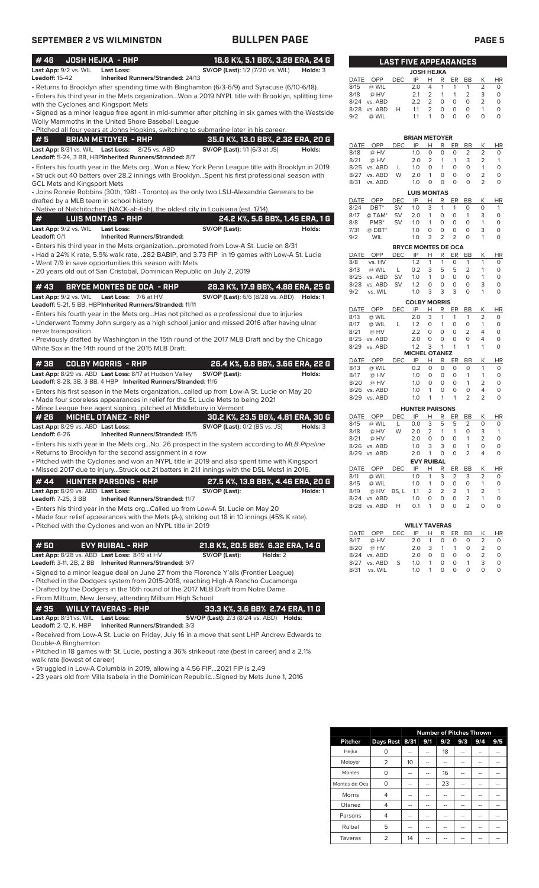# SEPTEMBER 2 VS WILMINGTON — BULLPEN PAGE

## #46 JOSH HEJKA - RHP — 18.6 K%, 5.1 BB%, 3.28 ERA, 24 G

**Last App:** 9/2 vs. WIL **Last Loss:** **SV/OP (Last):** 1/2 (7/20 vs. WIL) **Holds:** 3
**Leadoff:** 15-42 **Inherited Runners/Stranded:** 24/13

- Returns to Brooklyn after spending time with Binghamton (6/3-6/9) and Syracuse (6/10-6/18).
- Enters his third year in the Mets organization...Won a 2019 NYPL title with Brooklyn, splitting time with the Cyclones and Kingsport Mets
- Signed as a minor league free agent in mid-summer after pitching in six games with the Westside Wolly Mammoths in the United Shore Baseball League
- Pitched all four years at Johns Hopkins, switching to submarine later in his career.

## #5 BRIAN METOYER - RHP — 35.0 K%, 13.0 BB%, 2.32 ERA, 20 G

**Last App:** 8/31 vs. WIL **Last Loss:** 8/25 vs. ABD **SV/OP (Last):** 1/1 (6/3 at JS) **Holds:**
**Leadoff:** 5-24, 3 BB, HBP **Inherited Runners/Stranded:** 8/7

- Enters his fourth year in the Mets org...Won a New York Penn League title with Brooklyn in 2019
- Struck out 40 batters over 28.2 innings with Brooklyn...Spent his first professional season with GCL Mets and Kingsport Mets
- Joins Ronnie Robbins (30th, 1981 - Toronto) as the only two LSU-Alexandria Generals to be drafted by a MLB team in school history
- Native of Natchitoches (NACK-ah-tish), the oldest city in Louisiana (est. 1714).

## # LUIS MONTAS - RHP — 24.2 K%, 5.6 BB%, 1.45 ERA, 1 G

**Last App:** 9/2 vs. WIL **Last Loss:** **SV/OP (Last):** **Holds:**
**Leadoff:** 0/1 **Inherited Runners/Stranded:**

- Enters his third year in the Mets organization...promoted from Low-A St. Lucie on 8/31
- Had a 24% K rate, 5.9% walk rate, .282 BABIP, and 3.73 FIP in 19 games with Low-A St. Lucie
- Went 7/9 in save opportunities this season with Mets
- 20 years old out of San Cristobal, Dominican Republic on July 2, 2019

## #43 BRYCE MONTES DE OCA - RHP — 28.3 K%, 17.9 BB%, 4.88 ERA, 25 G

**Last App:** 9/2 vs. WIL **Last Loss:** 7/6 at HV **SV/OP (Last):** 6/6 (8/28 vs. ABD) **Holds:** 1
**Leadoff:** 5-21, 5 BB, HBP **Inherited Runners/Stranded:** 11/11

- Enters his fourth year in the Mets org...Has not pitched as a professional due to injuries
- Underwent Tommy John surgery as a high school junior and missed 2016 after having ulnar nerve transposition
- Previously drafted by Washington in the 15th round of the 2017 MLB Draft and by the Chicago White Sox in the 14th round of the 2015 MLB Draft.

## #38 COLBY MORRIS - RHP — 26.4 K%, 9.8 BB%, 3.66 ERA, 22 G

**Last App:** 8/29 vs. ABD **Last Loss:** 8/17 at Hudson Valley **SV/OP (Last):** **Holds:**
**Leadoff:** 8-28, 3B, 3 BB, 4 HBP **Inherited Runners/Stranded:** 11/6

- Enters his first season in the Mets organization...called up from Low-A St. Lucie on May 20
- Made four scoreless appearances in relief for the St. Lucie Mets to begin 2021
- Minor League free agent signing...pitched at Middlebury in Vermont

## #26 MICHEL OTANEZ - RHP — 30.2 K%, 23.5 BB%, 4.81 ERA, 30 G

**Last App:** 8/29 vs. ABD **Last Loss:** **SV/OP (Last):** 0/2 (BS vs. JS) **Holds:** 3
**Leadoff:** 6-26 **Inherited Runners/Stranded:** 15/5

- Enters his sixth year in the Mets org...No. 26 prospect in the system according to *MLB Pipeline*
- Returns to Brooklyn for the second assignment in a row
- Pitched with the Cyclones and won an NYPL title in 2019 and also spent time with Kingsport
- Missed 2017 due to injury...Struck out 21 batters in 21.1 innings with the DSL Mets1 in 2016.

## #44 HUNTER PARSONS - RHP — 27.5 K%, 13.8 BB%, 4.46 ERA, 20 G

**Last App:** 8/29 vs. ABD **Last Loss:** **SV/OP (Last):** **Holds:** 1
**Leadoff:** 7-25, 3 BB **Inherited Runners/Stranded:** 11/7

- Enters his third year in the Mets org...Called up from Low-A St. Lucie on May 20
- Made four relief appearances with the Mets (A-), striking out 18 in 10 innings (45% K rate).
- Pitched with the Cyclones and won an NYPL title in 2019

## #50 EVY RUIBAL - RHP — 21.8 K%, 20.5 BB% 6.32 ERA, 14 G

**Last App:** 8/28 vs. ABD **Last Loss:** 8/19 at HV **SV/OP (Last):** **Holds:** 2
**Leadoff:** 3-11, 2B, 2 BB **Inherited Runners/Stranded:** 9/7

- Signed to a minor league deal on June 27 from the Florence Y'alls (Frontier League)
- Pitched in the Dodgers system from 2015-2018, reaching High-A Rancho Cucamonga
- Drafted by the Dodgers in the 16th round of the 2017 MLB Draft from Notre Dame
- From Milburn, New Jersey, attending Milburn High School

## #35 WILLY TAVERAS - RHP — 33.3 K%, 3.6 BB% 2.74 ERA, 11 G

**Last App:** 8/31 vs. WIL **Last Loss:** **SV/OP (Last):** 2/3 (8/24 vs. ABD) **Holds:**
**Leadoff:** 2-12, K, HBP **Inherited Runners/Stranded:** 3/3

- Received from Low-A St. Lucie on Friday, July 16 in a move that sent LHP Andrew Edwards to Double-A Binghamton
- Pitched in 18 games with St. Lucie, posting a 36% strikeout rate (best in career) and a 2.1% walk rate (lowest of career)
- Struggled in Low-A Columbia in 2019, allowing a 4.56 FIP...2021 FIP is 2.49
- 23 years old from Villa Isabela in the Dominican Republic...Signed by Mets June 1, 2016

## LAST FIVE APPEARANCES

**JOSH HEJKA**

| DATE | OPP | DEC | IP | H | R | ER | BB | K | HR |
|---|---|---|---|---|---|---|---|---|---|
| 8/15 | @ WIL | | 2.0 | 4 | 1 | 1 | 1 | 2 | 0 |
| 8/18 | @ HV | | 2.1 | 2 | 1 | 1 | 2 | 3 | 0 |
| 8/24 | vs. ABD | | 2.2 | 2 | 0 | 0 | 0 | 2 | 0 |
| 8/28 | vs. ABD | H | 1.1 | 2 | 0 | 0 | 0 | 1 | 0 |
| 9/2 | @ WIL | | 1.1 | 1 | 0 | 0 | 0 | 0 | 0 |

**BRIAN METOYER**

| DATE | OPP | DEC | IP | H | R | ER | BB | K | HR |
|---|---|---|---|---|---|---|---|---|---|
| 8/18 | @ HV | | 1.0 | 0 | 0 | 0 | 2 | 2 | 0 |
| 8/21 | @ HV | | 2.0 | 2 | 1 | 1 | 3 | 2 | 1 |
| 8/25 | vs. ABD | L | 1.0 | 0 | 1 | 0 | 0 | 1 | 0 |
| 8/27 | vs. ABD | W | 2.0 | 1 | 0 | 0 | 0 | 2 | 0 |
| 8/31 | vs. ABD | | 1.0 | 0 | 0 | 0 | 0 | 2 | 0 |

**LUIS MONTAS**

| DATE | OPP | DEC | IP | H | R | ER | BB | K | HR |
|---|---|---|---|---|---|---|---|---|---|
| 8/24 | DBT* | SV | 1.0 | 3 | 1 | 1 | 0 | 0 | 1 |
| 8/17 | @ TAM* | SV | 2.0 | 1 | 0 | 0 | 1 | 3 | 0 |
| 8/8 | PMB* | SV | 1.0 | 1 | 0 | 0 | 0 | 1 | 0 |
| 7/31 | @ DBT* | | 1.0 | 0 | 0 | 0 | 0 | 3 | 0 |
| 9/2 | WIL | | 1.0 | 3 | 2 | 2 | 0 | 1 | 0 |

**BRYCE MONTES DE OCA**

| DATE | OPP | DEC | IP | H | R | ER | BB | K | HR |
|---|---|---|---|---|---|---|---|---|---|
| 8/8 | vs. HV | | 1.2 | 1 | 1 | 0 | 1 | 1 | 0 |
| 8/13 | @ WIL | L | 0.2 | 3 | 5 | 5 | 2 | 1 | 0 |
| 8/25 | vs. ABD | SV | 1.0 | 1 | 0 | 0 | 0 | 1 | 0 |
| 8/28 | vs. ABD | SV | 1.2 | 0 | 0 | 0 | 0 | 3 | 0 |
| 9/2 | vs. WIL | | 1.0 | 3 | 3 | 3 | 0 | 1 | 0 |

**COLBY MORRIS**

| DATE | OPP | DEC | IP | H | R | ER | BB | K | HR |
|---|---|---|---|---|---|---|---|---|---|
| 8/13 | @ WIL | | 2.0 | 3 | 1 | 1 | 1 | 2 | 0 |
| 8/17 | @ WIL | L | 1.2 | 0 | 1 | 0 | 0 | 1 | 0 |
| 8/21 | @ HV | | 2.2 | 0 | 0 | 0 | 2 | 4 | 0 |
| 8/25 | vs. ABD | | 2.0 | 0 | 0 | 0 | 0 | 4 | 0 |
| 8/29 | vs. ABD | | 1.2 | 3 | 1 | 1 | 1 | 1 | 0 |

**MICHEL OTANEZ**

| DATE | OPP | DEC | IP | H | R | ER | BB | K | HR |
|---|---|---|---|---|---|---|---|---|---|
| 8/13 | @ WIL | | 0.2 | 0 | 0 | 0 | 0 | 1 | 0 |
| 8/17 | @ HV | | 1.0 | 0 | 0 | 0 | 1 | 1 | 0 |
| 8/20 | @ HV | | 1.0 | 0 | 0 | 0 | 1 | 2 | 0 |
| 8/26 | vs. ABD | | 1.0 | 1 | 0 | 0 | 0 | 4 | 0 |
| 8/29 | vs. ABD | | 1.0 | 1 | 1 | 1 | 2 | 2 | 0 |

**HUNTER PARSONS**

| DATE | OPP | DEC | IP | H | R | ER | BB | K | HR |
|---|---|---|---|---|---|---|---|---|---|
| 8/15 | @ WIL | L | 0.0 | 3 | 5 | 5 | 2 | 0 | 0 |
| 8/18 | @ HV | W | 2.0 | 2 | 1 | 1 | 0 | 3 | 1 |
| 8/21 | @ HV | | 2.0 | 0 | 0 | 0 | 1 | 2 | 0 |
| 8/26 | vs. ABD | | 1.0 | 3 | 3 | 0 | 1 | 0 | 0 |
| 8/29 | vs. ABD | | 2.0 | 1 | 0 | 0 | 2 | 4 | 0 |

**EVY RUIBAL**

| DATE | OPP | DEC | IP | H | R | ER | BB | K | HR |
|---|---|---|---|---|---|---|---|---|---|
| 8/11 | @ WIL | | 1.0 | 1 | 3 | 2 | 3 | 2 | 0 |
| 8/15 | @ WIL | | 1.0 | 1 | 0 | 0 | 0 | 1 | 0 |
| 8/19 | @ HV | BS, L | 1.1 | 2 | 2 | 2 | 1 | 2 | 1 |
| 8/24 | vs. ABD | | 1.0 | 0 | 0 | 0 | 2 | 1 | 0 |
| 8/28 | vs. ABD | H | 0.1 | 1 | 0 | 0 | 2 | 0 | 0 |

**WILLY TAVERAS**

| DATE | OPP | DEC | IP | H | R | ER | BB | K | HR |
|---|---|---|---|---|---|---|---|---|---|
| 8/17 | @ HV | | 2.0 | 1 | 0 | 0 | 0 | 2 | 0 |
| 8/20 | @ HV | | 2.0 | 3 | 1 | 1 | 0 | 2 | 0 |
| 8/24 | vs. ABD | | 2.0 | 0 | 0 | 0 | 0 | 2 | 0 |
| 8/27 | vs. ABD | S | 1.0 | 1 | 0 | 0 | 1 | 3 | 0 |
| 8/31 | vs. WIL | | 1.0 | 1 | 0 | 0 | 0 | 0 | 0 |

| Pitcher | Days Rest | Number of Pitches Thrown | | | | | |
|---|---|---|---|---|---|---|---|
| | | 8/31 | 9/1 | 9/2 | 9/3 | 9/4 | 9/5 |
| Hejka | 0 | -- | -- | 18 | -- | -- | -- |
| Metoyer | 2 | 10 | -- | -- | -- | -- | -- |
| Montes | 0 | -- | -- | 16 | -- | -- | -- |
| Montes de Oca | 0 | -- | -- | 23 | -- | -- | -- |
| Morris | 4 | -- | -- | -- | -- | -- | -- |
| Otanez | 4 | -- | -- | -- | -- | -- | -- |
| Parsons | 4 | -- | -- | -- | -- | -- | -- |
| Ruibal | 5 | -- | -- | -- | -- | -- | -- |
| Taveras | 2 | 14 | -- | -- | -- | -- | -- |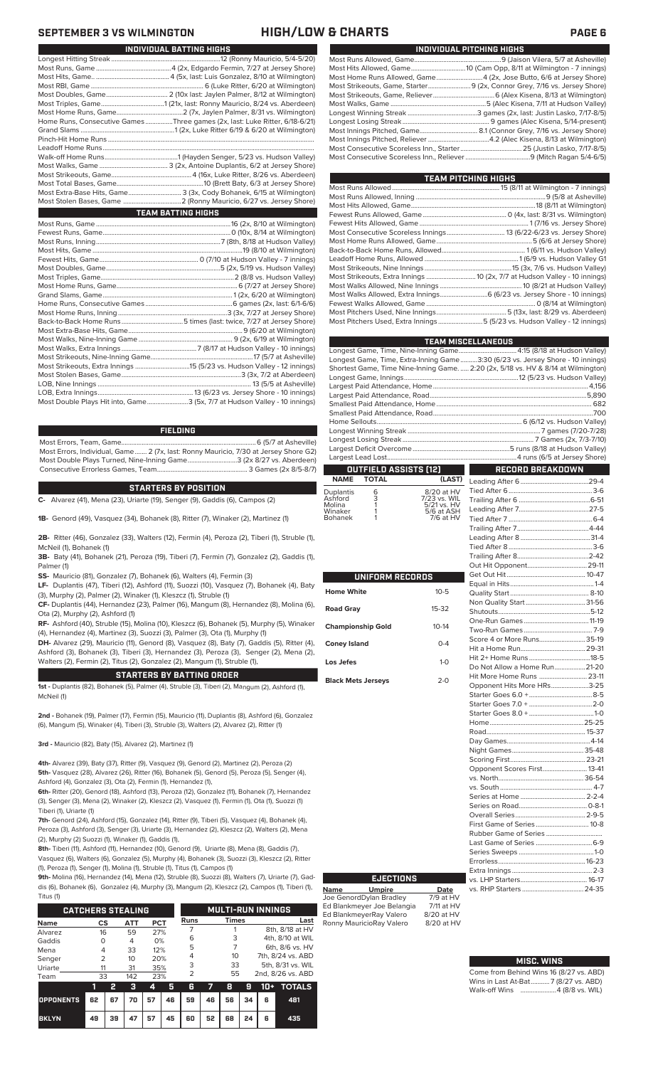# SEPTEMBER 3 VS WILMINGTON — HIGH/LOW & CHARTS

## INDIVIDUAL BATTING HIGHS

| | |
|---|---|
| Longest Hitting Streak | 12 (Ronny Mauricio, 5/4-5/20) |
| Most Runs, Game | 4 (2x, Edgardo Fermin, 7/27 at Jersey Shore) |
| Most Hits, Game | 4 (5x, last: Luis Gonzalez, 8/10 at Wilmington) |
| Most RBI, Game | 6 (Luke Ritter, 6/20 at Wilmington) |
| Most Doubles, Game | 2 (10x last: Jaylen Palmer, 8/12 at Wilmington) |
| Most Triples, Game | 1 (21x, last: Ronny Mauricio, 8/24 vs. Aberdeen) |
| Most Home Runs, Game | 2 (7x, Jaylen Palmer, 8/31 vs. Wilmington) |
| Home Runs, Consecutive Games | Three games (2x, last: Luke Ritter, 6/18-6/21) |
| Grand Slams | 1 (2x, Luke Ritter 6/19 & 6/20 at Wilmington) |
| Pinch-Hit Home Runs | |
| Leadoff Home Runs | |
| Walk-off Home Runs | 1 (Hayden Senger, 5/23 vs. Hudson Valley) |
| Most Walks, Game | 3 (2x, Antoine Duplantis, 6/2 at Jersey Shore) |
| Most Strikeouts, Game | 4 (16x, Luke Ritter, 8/26 vs. Aberdeen) |
| Most Total Bases, Game | 10 (Brett Baty, 6/3 at Jersey Shore) |
| Most Extra-Base Hits, Game | 3 (3x, Cody Bohanek, 6/15 at Wilmington) |
| Most Stolen Bases, Game | 2 (Ronny Mauricio, 6/27 vs. Jersey Shore) |

## TEAM BATTING HIGHS

| | |
|---|---|
| Most Runs, Game | 16 (2x, 8/10 at Wilmington) |
| Fewest Runs, Game | 0 (10x, 8/14 at Wilmington) |
| Most Runs, Inning | 7 (8th, 8/18 at Hudson Valley) |
| Most Hits, Game | 19 (8/10 at Wilmington) |
| Fewest Hits, Game | 0 (7/10 at Hudson Valley - 7 innings) |
| Most Doubles, Game | 5 (2x, 5/19 vs. Hudson Valley) |
| Most Triples, Game | 2 (8/9 vs. Hudson Valley) |
| Most Home Runs, Game | 6 (7/27 at Jersey Shore) |
| Grand Slams, Game | 1 (2x, 6/20 at Wilmington) |
| Home Runs, Consecutive Games | 6 games (2x, last: 6/1-6/6) |
| Most Home Runs, Inning | 3 (3x, 7/27 at Jersey Shore) |
| Back-to-Back Home Runs | 5 times (last: twice, 7/27 at Jersey Shore) |
| Most Extra-Base Hits, Game | 9 (6/20 at Wilmington) |
| Most Walks, Nine-Inning Game | 9 (2x, 6/19 at Wilmington) |
| Most Walks, Extra Innings | 7 (8/17 at Hudson Valley - 10 innings) |
| Most Strikeouts, Nine-Inning Game | 17 (5/7 at Asheville) |
| Most Strikeouts, Extra Innings | 15 (5/23 vs. Hudson Valley - 12 innings) |
| Most Stolen Bases, Game | 3 (3x, 7/2 at Aberdeen) |
| LOB, Nine Innings | 13 (5/5 at Asheville) |
| LOB, Extra Innings | 13 (6/23 vs. Jersey Shore - 10 innings) |
| Most Double Plays Hit into, Game | 3 (5x, 7/7 at Hudson Valley - 10 innings) |

## FIELDING

| | |
|---|---|
| Most Errors, Team, Game | 6 (5/7 at Asheville) |
| Most Errors, Individual, Game | 2 (7x, last: Ronny Mauricio, 7/30 at Jersey Shore G2) |
| Most Double Plays Turned, Nine-Inning Game | 3 (2x 8/27 vs. Aberdeen) |
| Consecutive Errorless Games, Team | 3 Games (2x 8/5-8/7) |

## STARTERS BY POSITION

**C-** Alvarez (41), Mena (23), Uriarte (19), Senger (9), Gaddis (6), Campos (2)

**1B-** Genord (49), Vasquez (34), Bohanek (8), Ritter (7), Winaker (2), Martinez (1)

**2B-** Ritter (46), Gonzalez (33), Walters (12), Fermin (4), Peroza (2), Tiberi (1), Struble (1), McNeil (1), Bohanek (1)

**3B-** Baty (41), Bohanek (21), Peroza (19), Tiberi (7), Fermin (7), Gonzalez (2), Gaddis (1), Palmer (1)

**SS-** Mauricio (81), Gonzalez (7), Bohanek (6), Walters (4), Fermin (3)

**LF-** Duplantis (47), Tiberi (12), Ashford (11), Suozzi (10), Vasquez (7), Bohanek (4), Baty (3), Murphy (2), Palmer (2), Winaker (1), Kleszcz (1), Struble (1)

**CF-** Duplantis (44), Hernandez (23), Palmer (16), Mangum (8), Hernandez (8), Molina (6), Ota (2), Murphy (2), Ashford (1)

**RF-** Ashford (40), Struble (15), Molina (10), Kleszcz (6), Bohanek (5), Murphy (5), Winaker (4), Hernandez (4), Martinez (3), Suozzi (3), Palmer (3), Ota (1), Murphy (1)

**DH-** Alvarez (29), Mauricio (11), Genord (8), Vasquez (8), Baty (7), Gaddis (5), Ritter (4), Ashford (3), Bohanek (3), Tiberi (3), Hernandez (3), Peroza (3), Senger (2), Mena (2), Walters (2), Fermin (2), Titus (2), Gonzalez (2), Mangum (1), Struble (1),

## STARTERS BY BATTING ORDER

**1st -** Duplantis (82), Bohanek (5), Palmer (4), Struble (3), Tiberi (2), Mangum (2), Ashford (1), McNeil (1)

**2nd -** Bohanek (19), Palmer (17), Fermin (15), Mauricio (11), Duplantis (8), Ashford (6), Gonzalez (6), Mangum (5), Winaker (4), Tiberi (3), Struble (3), Walters (2), Alvarez (2), Ritter (1)

**3rd -** Mauricio (82), Baty (15), Alvarez (2), Martinez (1)

**4th-** Alvarez (39), Baty (37), Ritter (9), Vasquez (9), Genord (2), Martinez (2), Peroza (2)

**5th-** Vasquez (28), Alvarez (26), Ritter (16), Bohanek (5), Genord (5), Peroza (5), Senger (4), Ashford (4), Gonzalez (3), Ota (2), Fermin (1), Hernandez (1),

**6th-** Ritter (20), Genord (18), Ashford (13), Peroza (12), Gonzalez (11), Bohanek (7), Hernandez (3), Senger (3), Mena (2), Winaker (2), Kleszcz (2), Vasquez (1), Fermin (1), Ota (1), Suozzi (1) Tiberi (1), Uriarte (1)

**7th-** Genord (24), Ashford (15), Gonzalez (14), Ritter (9), Tiberi (5), Vasquez (4), Bohanek (4), Peroza (3), Ashford (3), Senger (3), Uriarte (3), Hernandez (2), Kleszcz (2), Walters (2), Mena (2), Murphy (2) Suozzi (1), Winaker (1), Gaddis (1),

**8th-** Tiberi (11), Ashford (11), Hernandez (10), Genord (9), Uriarte (8), Mena (8), Gaddis (7), Vasquez (6), Walters (6), Gonzalez (5), Murphy (4), Bohanek (3), Suozzi (3), Kleszcz (2), Ritter (1), Peroza (1), Senger (1), Molina (1), Struble (1), Titus (1), Campos (1)

**9th-** Molina (16), Hernandez (14), Mena (12), Struble (8), Suozzi (8), Walters (7), Uriarte (7), Gaddis (6), Bohanek (6), Gonzalez (4), Murphy (3), Mangum (2), Kleszcz (2), Campos (1), Tiberi (1), Titus (1)

## CATCHERS STEALING

| Name | CS | ATT | PCT |
|---|---|---|---|
| Alvarez | 16 | 59 | 27% |
| Gaddis | 0 | 4 | 0% |
| Mena | 4 | 33 | 12% |
| Senger | 2 | 10 | 20% |
| Uriarte | 11 | 31 | 35% |
| Team | 33 | 142 | 23% |

## MULTI-RUN INNINGS

| Runs | Times | Last |
|---|---|---|
| 7 | 1 | 8th, 8/18 at HV |
| 6 | 3 | 4th, 8/10 at WIL |
| 5 | 7 | 6th, 8/6 vs. HV |
| 4 | 10 | 7th, 8/24 vs. ABD |
| 3 | 33 | 5th, 8/31 vs. WIL |
| 2 | 55 | 2nd, 8/26 vs. ABD |

| | 1 | 2 | 3 | 4 | 5 | 6 | 7 | 8 | 9 | 10+ | TOTALS |
|---|---|---|---|---|---|---|---|---|---|---|---|
| OPPONENTS | 62 | 67 | 70 | 57 | 46 | 59 | 46 | 56 | 34 | 6 | 481 |
| BKLYN | 49 | 39 | 47 | 57 | 45 | 60 | 52 | 68 | 24 | 6 | 435 |

## INDIVIDUAL PITCHING HIGHS

| | |
|---|---|
| Most Runs Allowed, Game | 9 (Jaison Vilera, 5/7 at Asheville) |
| Most Hits Allowed, Game | 10 (Cam Opp, 8/11 at Wilmington - 7 innings) |
| Most Home Runs Allowed, Game | 4 (2x, Jose Butto, 6/6 at Jersey Shore) |
| Most Strikeouts, Game, Starter | 9 (2x, Connor Grey, 7/16 vs. Jersey Shore) |
| Most Strikeouts, Game, Reliever | 6 (Alex Kisena, 8/13 at Wilmington) |
| Most Walks, Game | 5 (Alec Kisena, 7/11 at Hudson Valley) |
| Longest Winning Streak | 3 games (2x, last: Justin Lasko, 7/17-8/5) |
| Longest Losing Streak | 9 games (Alec Kisena, 5/14-present) |
| Most Innings Pitched, Game | 8.1 (Connor Grey, 7/16 vs. Jersey Shore) |
| Most Innings Pitched, Reliever | 4.2 (Alec Kisena, 8/13 at Wilmington) |
| Most Consecutive Scoreless Inn., Starter | 25 (Justin Lasko, 7/17-8/5) |
| Most Consecutive Scoreless Inn., Reliever | 9 (Mitch Ragan 5/4-6/5) |

## TEAM PITCHING HIGHS

| | |
|---|---|
| Most Runs Allowed | 15 (8/11 at Wilmington - 7 innings) |
| Most Runs Allowed, Inning | 9 (5/8 at Asheville) |
| Most Hits Allowed, Game | 18 (8/11 at Wilmington) |
| Fewest Runs Allowed, Game | 0 (4x, last: 8/31 vs. Wilmington) |
| Fewest Hits Allowed, Game | 1 (7/16 vs. Jersey Shore) |
| Most Consecutive Scoreless Innings | 13 (6/22-6/23 vs. Jersey Shore) |
| Most Home Runs Allowed, Game | 5 (6/6 at Jersey Shore) |
| Back-to-Back Home Runs, Allowed | 1 (6/11 vs. Hudson Valley) |
| Leadoff Home Runs, Allowed | 1 (6/9 vs. Hudson Valley G1) |
| Most Strikeouts, Nine Innings | 15 (3x, 7/6 vs. Hudson Valley) |
| Most Strikeouts, Extra Innings | 10 (2x, 7/7 at Hudson Valley - 10 innings) |
| Most Walks Allowed, Nine Innings | 10 (8/21 at Hudson Valley) |
| Most Walks Allowed, Extra Innings | 6 (6/23 vs. Jersey Shore - 10 innings) |
| Fewest Walks Allowed, Game | 0 (8/14 at Wilmington) |
| Most Pitchers Used, Nine Innings | 5 (13x, last: 8/29 vs. Aberdeen) |
| Most Pitchers Used, Extra Innings | 5 (5/23 vs. Hudson Valley - 12 innings) |

## TEAM MISCELLANEOUS

| | |
|---|---|
| Longest Game, Time, Nine-Inning Game | 4:15 (8/18 at Hudson Valley) |
| Longest Game, Time, Extra-Inning Game | 3:30 (6/23 vs. Jersey Shore - 10 innings) |
| Shortest Game, Time Nine-Inning Game | 2:20 (2x, 5/18 vs. HV & 8/14 at Wilmington) |
| Longest Game, Innings | 12 (5/23 vs. Hudson Valley) |
| Largest Paid Attendance, Home | 4,156 |
| Largest Paid Attendance, Road | 5,890 |
| Smallest Paid Attendance, Home | 682 |
| Smallest Paid Attendance, Road | 700 |
| Home Sellouts | 6 (6/12 vs. Hudson Valley) |
| Longest Winning Streak | 7 games (7/20-7/28) |
| Longest Losing Streak | 7 Games (2x, 7/3-7/10) |
| Largest Deficit Overcome | 5 runs (8/18 at Hudson Valley) |
| Largest Lead Lost | 4 runs (6/5 at Jersey Shore) |

## OUTFIELD ASSISTS (12)

| NAME | TOTAL | (LAST) |
|---|---|---|
| Duplantis | 6 | 8/20 at HV |
| Ashford | 3 | 7/23 vs. WIL |
| Molina | 1 | 5/21 vs. HV |
| Winaker | 1 | 5/6 at ASH |
| Bohanek | 1 | 7/6 at HV |

## UNIFORM RECORDS

| | |
|---|---|
| Home White | 10-5 |
| Road Gray | 15-32 |
| Championship Gold | 10-14 |
| Coney Island | 0-4 |
| Los Jefes | 1-0 |
| Black Mets Jerseys | 2-0 |

## EJECTIONS

| Name | Umpire | Date |
|---|---|---|
| Joe Genord | Dylan Bradley | 7/9 at HV |
| Ed Blankmeyer | Joe Belangia | 7/11 at HV |
| Ed Blankmeyer | Ray Valero | 8/20 at HV |
| Ronny Mauricio | Ray Valero | 8/20 at HV |

## RECORD BREAKDOWN

| | |
|---|---|
| Leading After 6 | 29-4 |
| Tied After 6 | 3-6 |
| Trailing After 6 | 6-51 |
| Leading After 7 | 27-5 |
| Tied After 7 | 6-4 |
| Trailing After 7 | 4-44 |
| Leading After 8 | 31-4 |
| Tied After 8 | 3-6 |
| Trailing After 8 | 2-42 |
| Out Hit Opponent | 29-11 |
| Get Out Hit | 10-47 |
| Equal in Hits | 1-4 |
| Quality Start | 8-10 |
| Non Quality Start | 31-56 |
| Shutouts | 5-12 |
| One-Run Games | 11-19 |
| Two-Run Games | 7-9 |
| Score 4 or More Runs | 35-19 |
| Hit a Home Run | 29-31 |
| Hit 2+ Home Runs | 18-5 |
| Do Not Allow a Home Run | 21-20 |
| Hit More Home Runs | 23-11 |
| Opponent Hits More HRs | 3-25 |
| Starter Goes 6.0 + | 8-5 |
| Starter Goes 7.0 + | 2-0 |
| Starter Goes 8.0 + | 1-0 |
| Home | 25-25 |
| Road | 15-37 |
| Day Games | 4-14 |
| Night Games | 35-48 |
| Scoring First | 23-21 |
| Opponent Scores First | 13-41 |
| vs. North | 36-54 |
| vs. South | 4-7 |
| Series at Home | 2-2-4 |
| Series on Road | 0-8-1 |
| Overall Series | 2-9-5 |
| First Game of Series | 10-8 |
| Rubber Game of Series | |
| Last Game of Series | 6-9 |
| Series Sweeps | 1-0 |
| Errorless | 16-23 |
| Extra Innings | 2-3 |
| vs. LHP Starters | 16-17 |
| vs. RHP Starters | 24-35 |

## MISC. WINS

| | |
|---|---|
| Come from Behind Wins | 16 (8/27 vs. ABD) |
| Wins in Last At-Bat | 7 (8/27 vs. ABD) |
| Walk-off Wins | 4 (8/8 vs. WIL) |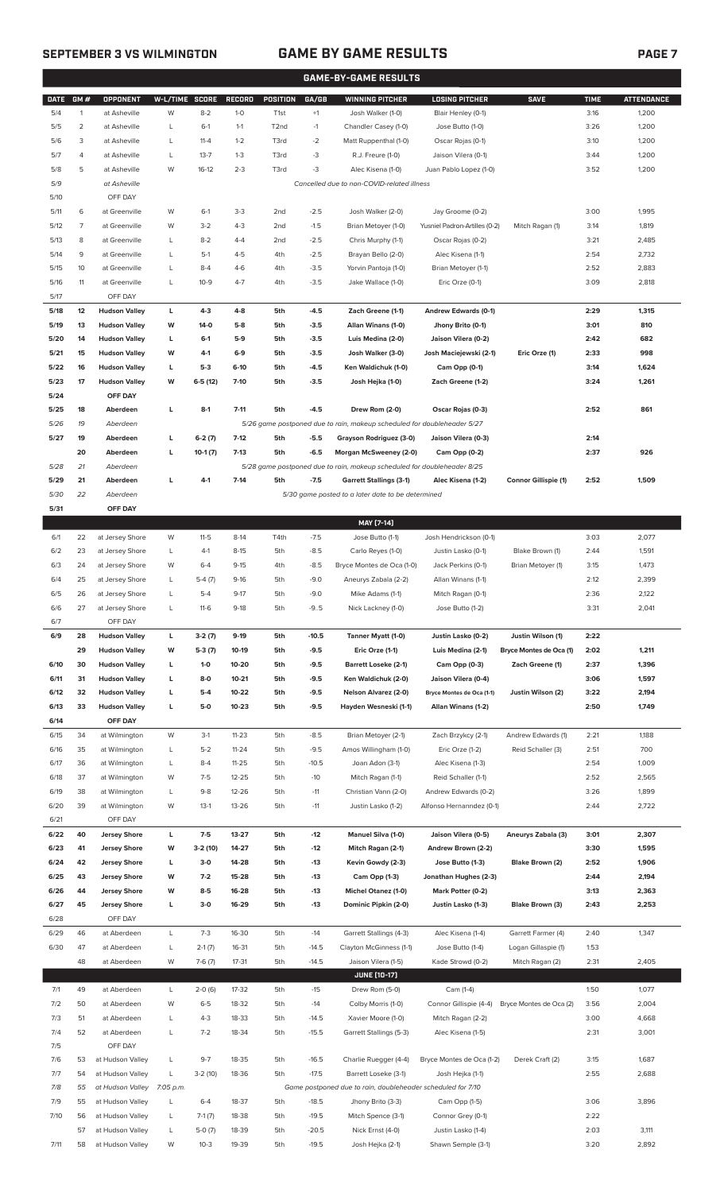## GAME-BY-GAME RESULTS

| DATE | GM # | OPPONENT | W-L/TIME | SCORE | RECORD | POSITION | GA/GB | WINNING PITCHER | LOSING PITCHER | SAVE | TIME | ATTENDANCE |
|---|---|---|---|---|---|---|---|---|---|---|---|---|
| 5/4 | 1 | at Asheville | W | 8-2 | 1-0 | T1st | +1 | Josh Walker (1-0) | Blair Henley (0-1) | | 3:16 | 1,200 |
| 5/5 | 2 | at Asheville | L | 6-1 | 1-1 | T2nd | -1 | Chandler Casey (1-0) | Jose Butto (1-0) | | 3:26 | 1,200 |
| 5/6 | 3 | at Asheville | L | 11-4 | 1-2 | T3rd | -2 | Matt Ruppenthal (1-0) | Oscar Rojas (0-1) | | 3:10 | 1,200 |
| 5/7 | 4 | at Asheville | L | 13-7 | 1-3 | T3rd | -3 | R.J. Freure (1-0) | Jaison Vilera (0-1) | | 3:44 | 1,200 |
| 5/8 | 5 | at Asheville | W | 16-12 | 2-3 | T3rd | -3 | Alec Kisena (1-0) | Juan Pablo Lopez (1-0) | | 3:52 | 1,200 |
| 5/9 | | at Asheville | | | | | | Cancelled due to non-COVID-related illness | | | | |
| 5/10 | | OFF DAY | | | | | | | | | | |
| 5/11 | 6 | at Greenville | W | 6-1 | 3-3 | 2nd | -2.5 | Josh Walker (2-0) | Jay Groome (0-2) | | 3:00 | 1,995 |
| 5/12 | 7 | at Greenville | W | 3-2 | 4-3 | 2nd | -1.5 | Brian Metoyer (1-0) | Yusniel Padron-Artilles (0-2) | Mitch Ragan (1) | 3:14 | 1,819 |
| 5/13 | 8 | at Greenville | L | 8-2 | 4-4 | 2nd | -2.5 | Chris Murphy (1-1) | Oscar Rojas (0-2) | | 3:21 | 2,485 |
| 5/14 | 9 | at Greenville | L | 5-1 | 4-5 | 4th | -2.5 | Brayan Bello (2-0) | Alec Kisena (1-1) | | 2:54 | 2,732 |
| 5/15 | 10 | at Greenville | L | 8-4 | 4-6 | 4th | -3.5 | Yorvin Pantoja (1-0) | Brian Metoyer (1-1) | | 2:52 | 2,883 |
| 5/16 | 11 | at Greenville | L | 10-9 | 4-7 | 4th | -3.5 | Jake Wallace (1-0) | Eric Orze (0-1) | | 3:09 | 2,818 |
| 5/17 | | OFF DAY | | | | | | | | | | |
| **5/18** | **12** | **Hudson Valley** | **L** | **4-3** | **4-8** | **5th** | **-4.5** | **Zach Greene (1-1)** | **Andrew Edwards (0-1)** | | **2:29** | **1,315** |
| **5/19** | **13** | **Hudson Valley** | **W** | **14-0** | **5-8** | **5th** | **-3.5** | **Allan Winans (1-0)** | **Jhony Brito (0-1)** | | **3:01** | **810** |
| **5/20** | **14** | **Hudson Valley** | **L** | **6-1** | **5-9** | **5th** | **-3.5** | **Luis Medina (2-0)** | **Jaison Vilera (0-2)** | | **2:42** | **682** |
| **5/21** | **15** | **Hudson Valley** | **W** | **4-1** | **6-9** | **5th** | **-3.5** | **Josh Walker (3-0)** | **Josh Maciejewski (2-1)** | **Eric Orze (1)** | **2:33** | **998** |
| **5/22** | **16** | **Hudson Valley** | **L** | **5-3** | **6-10** | **5th** | **-4.5** | **Ken Waldichuk (1-0)** | **Cam Opp (0-1)** | | **3:14** | **1,624** |
| **5/23** | **17** | **Hudson Valley** | **W** | **6-5 (12)** | **7-10** | **5th** | **-3.5** | **Josh Hejka (1-0)** | **Zach Greene (1-2)** | | **3:24** | **1,261** |
| **5/24** | | **OFF DAY** | | | | | | | | | | |
| **5/25** | **18** | **Aberdeen** | **L** | **8-1** | **7-11** | **5th** | **-4.5** | **Drew Rom (2-0)** | **Oscar Rojas (0-3)** | | **2:52** | **861** |
| 5/26 | 19 | Aberdeen | | | | | | 5/26 game postponed due to rain, makeup scheduled for doubleheader 5/27 | | | | |
| **5/27** | **19** | **Aberdeen** | **L** | **6-2 (7)** | **7-12** | **5th** | **-5.5** | **Grayson Rodriguez (3-0)** | **Jaison Vilera (0-3)** | | **2:14** | |
| | **20** | **Aberdeen** | **L** | **10-1 (7)** | **7-13** | **5th** | **-6.5** | **Morgan McSweeney (2-0)** | **Cam Opp (0-2)** | | **2:37** | **926** |
| 5/28 | 21 | Aberdeen | | | | | | 5/28 game postponed due to rain, makeup scheduled for doubleheader 8/25 | | | | |
| **5/29** | **21** | **Aberdeen** | **L** | **4-1** | **7-14** | **5th** | **-7.5** | **Garrett Stallings (3-1)** | **Alec Kisena (1-2)** | **Connor Gillispie (1)** | **2:52** | **1,509** |
| 5/30 | 22 | Aberdeen | | | | | | 5/30 game posted to a later date to be determined | | | | |
| **5/31** | | **OFF DAY** | | | | | | | | | | |
| | | | | | | | | **MAY [7-14]** | | | | |
| 6/1 | 22 | at Jersey Shore | W | 11-5 | 8-14 | T4th | -7.5 | Jose Butto (1-1) | Josh Hendrickson (0-1) | | 3:03 | 2,077 |
| 6/2 | 23 | at Jersey Shore | L | 4-1 | 8-15 | 5th | -8.5 | Carlo Reyes (1-0) | Justin Lasko (0-1) | Blake Brown (1) | 2:44 | 1,591 |
| 6/3 | 24 | at Jersey Shore | W | 6-4 | 9-15 | 4th | -8.5 | Bryce Montes de Oca (1-0) | Jack Perkins (0-1) | Brian Metoyer (1) | 3:15 | 1,473 |
| 6/4 | 25 | at Jersey Shore | L | 5-4 (7) | 9-16 | 5th | -9.0 | Aneurys Zabala (2-2) | Allan Winans (1-1) | | 2:12 | 2,399 |
| 6/5 | 26 | at Jersey Shore | L | 5-4 | 9-17 | 5th | -9.0 | Mike Adams (1-1) | Mitch Ragan (0-1) | | 2:36 | 2,122 |
| 6/6 | 27 | at Jersey Shore | L | 11-6 | 9-18 | 5th | -9..5 | Nick Lackney (1-0) | Jose Butto (1-2) | | 3:31 | 2,041 |
| 6/7 | | OFF DAY | | | | | | | | | | |
| **6/9** | **28** | **Hudson Valley** | **L** | **3-2 (7)** | **9-19** | **5th** | **-10.5** | **Tanner Myatt (1-0)** | **Justin Lasko (0-2)** | **Justin Wilson (1)** | **2:22** | |
| | **29** | **Hudson Valley** | **W** | **5-3 (7)** | **10-19** | **5th** | **-9.5** | **Eric Orze (1-1)** | **Luis Medina (2-1)** | **Bryce Montes de Oca (1)** | **2:02** | **1,211** |
| **6/10** | **30** | **Hudson Valley** | **L** | **1-0** | **10-20** | **5th** | **-9.5** | **Barrett Loseke (2-1)** | **Cam Opp (0-3)** | **Zach Greene (1)** | **2:37** | **1,396** |
| **6/11** | **31** | **Hudson Valley** | **L** | **8-0** | **10-21** | **5th** | **-9.5** | **Ken Waldichuk (2-0)** | **Jaison Vilera (0-4)** | | **3:06** | **1,597** |
| **6/12** | **32** | **Hudson Valley** | **L** | **5-4** | **10-22** | **5th** | **-9.5** | **Nelson Alvarez (2-0)** | **Bryce Montes de Oca (1-1)** | **Justin Wilson (2)** | **3:22** | **2,194** |
| **6/13** | **33** | **Hudson Valley** | **L** | **5-0** | **10-23** | **5th** | **-9.5** | **Hayden Wesneski (1-1)** | **Allan Winans (1-2)** | | **2:50** | **1,749** |
| **6/14** | | **OFF DAY** | | | | | | | | | | |
| 6/15 | 34 | at Wilmington | W | 3-1 | 11-23 | 5th | -8.5 | Brian Metoyer (2-1) | Zach Brzykcy (2-1) | Andrew Edwards (1) | 2:21 | 1,188 |
| 6/16 | 35 | at Wilmington | L | 5-2 | 11-24 | 5th | -9.5 | Amos Willingham (1-0) | Eric Orze (1-2) | Reid Schaller (3) | 2:51 | 700 |
| 6/17 | 36 | at Wilmington | L | 8-4 | 11-25 | 5th | -10.5 | Joan Adon (3-1) | Alec Kisena (1-3) | | 2:54 | 1,009 |
| 6/18 | 37 | at Wilmington | W | 7-5 | 12-25 | 5th | -10 | Mitch Ragan (1-1) | Reid Schaller (1-1) | | 2:52 | 2,565 |
| 6/19 | 38 | at Wilmington | L | 9-8 | 12-26 | 5th | -11 | Christian Vann (2-0) | Andrew Edwards (0-2) | | 3:26 | 1,899 |
| 6/20 | 39 | at Wilmington | W | 13-1 | 13-26 | 5th | -11 | Justin Lasko (1-2) | Alfonso Hernanndez (0-1) | | 2:44 | 2,722 |
| 6/21 | | OFF DAY | | | | | | | | | | |
| **6/22** | **40** | **Jersey Shore** | **L** | **7-5** | **13-27** | **5th** | **-12** | **Manuel Silva (1-0)** | **Jaison Vilera (0-5)** | **Aneurys Zabala (3)** | **3:01** | **2,307** |
| **6/23** | **41** | **Jersey Shore** | **W** | **3-2 (10)** | **14-27** | **5th** | **-12** | **Mitch Ragan (2-1)** | **Andrew Brown (2-2)** | | **3:30** | **1,595** |
| **6/24** | **42** | **Jersey Shore** | **L** | **3-0** | **14-28** | **5th** | **-13** | **Kevin Gowdy (2-3)** | **Jose Butto (1-3)** | **Blake Brown (2)** | **2:52** | **1,906** |
| **6/25** | **43** | **Jersey Shore** | **W** | **7-2** | **15-28** | **5th** | **-13** | **Cam Opp (1-3)** | **Jonathan Hughes (2-3)** | | **2:44** | **2,194** |
| **6/26** | **44** | **Jersey Shore** | **W** | **8-5** | **16-28** | **5th** | **-13** | **Michel Otanez (1-0)** | **Mark Potter (0-2)** | | **3:13** | **2,363** |
| **6/27** | **45** | **Jersey Shore** | **L** | **3-0** | **16-29** | **5th** | **-13** | **Dominic Pipkin (2-0)** | **Justin Lasko (1-3)** | **Blake Brown (3)** | **2:43** | **2,253** |
| 6/28 | | OFF DAY | | | | | | | | | | |
| 6/29 | 46 | at Aberdeen | L | 7-3 | 16-30 | 5th | -14 | Garrett Stallings (4-3) | Alec Kisena (1-4) | Garrett Farmer (4) | 2:40 | 1,347 |
| 6/30 | 47 | at Aberdeen | L | 2-1 (7) | 16-31 | 5th | -14.5 | Clayton McGinness (1-1) | Jose Butto (1-4) | Logan Gillaspie (1) | 1:53 | |
| | 48 | at Aberdeen | W | 7-6 (7) | 17-31 | 5th | -14.5 | Jaison Vilera (1-5) | Kade Strowd (0-2) | Mitch Ragan (2) | 2:31 | 2,405 |
| | | | | | | | | **JUNE [10-17]** | | | | |
| 7/1 | 49 | at Aberdeen | L | 2-0 (6) | 17-32 | 5th | -15 | Drew Rom (5-0) | Cam (1-4) | | 1:50 | 1,077 |
| 7/2 | 50 | at Aberdeen | W | 6-5 | 18-32 | 5th | -14 | Colby Morris (1-0) | Connor Gillispie (4-4) | Bryce Montes de Oca (2) | 3:56 | 2,004 |
| 7/3 | 51 | at Aberdeen | L | 4-3 | 18-33 | 5th | -14.5 | Xavier Moore (1-0) | Mitch Ragan (2-2) | | 3:00 | 4,668 |
| 7/4 | 52 | at Aberdeen | L | 7-2 | 18-34 | 5th | -15.5 | Garrett Stallings (5-3) | Alec Kisena (1-5) | | 2:31 | 3,001 |
| 7/5 | | OFF DAY | | | | | | | | | | |
| 7/6 | 53 | at Hudson Valley | L | 9-7 | 18-35 | 5th | -16.5 | Charlie Ruegger (4-4) | Bryce Montes de Oca (1-2) | Derek Craft (2) | 3:15 | 1,687 |
| 7/7 | 54 | at Hudson Valley | L | 3-2 (10) | 18-36 | 5th | -17.5 | Barrett Loseke (3-1) | Josh Hejka (1-1) | | 2:55 | 2,688 |
| 7/8 | 55 | at Hudson Valley | 7:05 p.m. | | | | | Game postponed due to rain, doubleheader scheduled for 7/10 | | | | |
| 7/9 | 55 | at Hudson Valley | L | 6-4 | 18-37 | 5th | -18.5 | Jhony Brito (3-3) | Cam Opp (1-5) | | 3:06 | 3,896 |
| 7/10 | 56 | at Hudson Valley | L | 7-1 (7) | 18-38 | 5th | -19.5 | Mitch Spence (3-1) | Connor Grey (0-1) | | 2:22 | |
| | 57 | at Hudson Valley | L | 5-0 (7) | 18-39 | 5th | -20.5 | Nick Ernst (4-0) | Justin Lasko (1-4) | | 2:03 | 3,111 |
| 7/11 | 58 | at Hudson Valley | W | 10-3 | 19-39 | 5th | -19.5 | Josh Hejka (2-1) | Shawn Semple (3-1) | | 3:20 | 2,892 |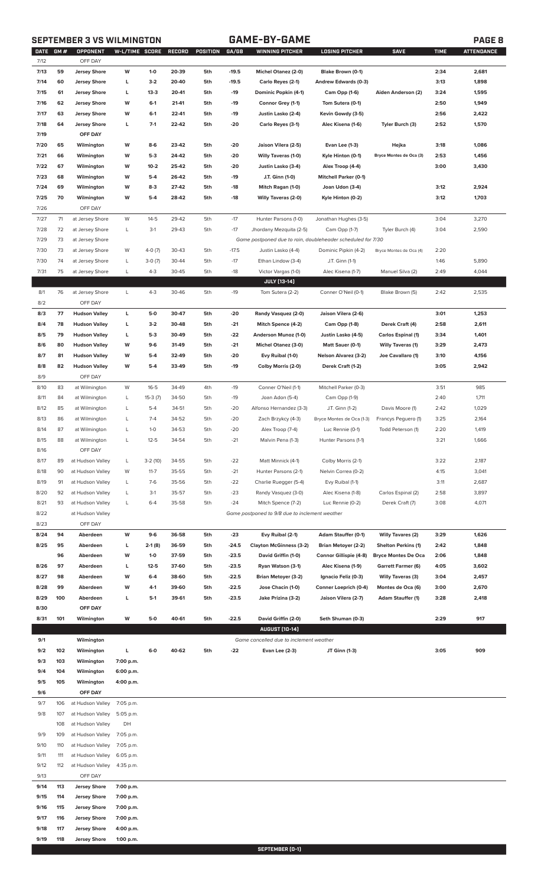# SEPTEMBER 3 VS WILMINGTON — GAME-BY-GAME

| DATE | GM # | OPPONENT | W-L/TIME | SCORE | RECORD | POSITION | GA/GB | WINNING PITCHER | LOSING PITCHER | SAVE | TIME | ATTENDANCE |
|---|---|---|---|---|---|---|---|---|---|---|---|---|
| 7/12 | | OFF DAY | | | | | | | | | | |
| 7/13 | 59 | Jersey Shore | W | 1-0 | 20-39 | 5th | -19.5 | Michel Otanez (2-0) | Blake Brown (0-1) | | 2:34 | 2,681 |
| 7/14 | 60 | Jersey Shore | L | 3-2 | 20-40 | 5th | -19.5 | Carlo Reyes (2-1) | Andrew Edwards (0-3) | | 3:13 | 1,898 |
| 7/15 | 61 | Jersey Shore | L | 13-3 | 20-41 | 5th | -19 | Dominic Popkin (4-1) | Cam Opp (1-6) | Aiden Anderson (2) | 3:24 | 1,595 |
| 7/16 | 62 | Jersey Shore | W | 6-1 | 21-41 | 5th | -19 | Connor Grey (1-1) | Tom Sutera (0-1) | | 2:50 | 1,949 |
| 7/17 | 63 | Jersey Shore | W | 6-1 | 22-41 | 5th | -19 | Justin Lasko (2-4) | Kevin Gowdy (3-5) | | 2:56 | 2,422 |
| 7/18 | 64 | Jersey Shore | L | 7-1 | 22-42 | 5th | -20 | Carlo Reyes (3-1) | Alec Kisena (1-6) | Tyler Burch (3) | 2:52 | 1,570 |
| 7/19 | | OFF DAY | | | | | | | | | | |
| 7/20 | 65 | Wilmington | W | 8-6 | 23-42 | 5th | -20 | Jaison Vilera (2-5) | Evan Lee (1-3) | Hejka | 3:18 | 1,086 |
| 7/21 | 66 | Wilmington | W | 5-3 | 24-42 | 5th | -20 | Willy Taveras (1-0) | Kyle Hinton (0-1) | Bryce Montes de Oca (3) | 2:53 | 1,456 |
| 7/22 | 67 | Wilmington | W | 10-2 | 25-42 | 5th | -20 | Justin Lasko (3-4) | Alex Troop (4-4) | | 3:00 | 3,430 |
| 7/23 | 68 | Wilmington | W | 5-4 | 26-42 | 5th | -19 | J.T. Ginn (1-0) | Mitchell Parker (0-1) | | | |
| 7/24 | 69 | Wilmington | W | 8-3 | 27-42 | 5th | -18 | Mitch Ragan (1-0) | Joan Udon (3-4) | | 3:12 | 2,924 |
| 7/25 | 70 | Wilmington | W | 5-4 | 28-42 | 5th | -18 | Willy Taveras (2-0) | Kyle Hinton (0-2) | | 3:12 | 1,703 |
| 7/26 | | OFF DAY | | | | | | | | | | |
| 7/27 | 71 | at Jersey Shore | W | 14-5 | 29-42 | 5th | -17 | Hunter Parsons (1-0) | Jonathan Hughes (3-5) | | 3:04 | 3,270 |
| 7/28 | 72 | at Jersey Shore | L | 3-1 | 29-43 | 5th | -17 | Jhordany Mezquita (2-5) | Cam Opp (1-7) | Tyler Burch (4) | 3:04 | 2,590 |
| 7/29 | 73 | at Jersey Shore | | | | | | *Game postponed due to rain, doubleheader scheduled for 7/30* | | | | |
| 7/30 | 73 | at Jersey Shore | W | 4-0 (7) | 30-43 | 5th | -17.5 | Justin Lasko (4-4) | Dominic Pipkin (4-2) | Bryce Montes de Oca (4) | 2:20 | |
| 7/30 | 74 | at Jersey Shore | L | 3-0 (7) | 30-44 | 5th | -17 | Ethan Lindow (3-4) | J.T. Ginn (1-1) | | 1:46 | 5,890 |
| 7/31 | 75 | at Jersey Shore | L | 4-3 | 30-45 | 5th | -18 | Victor Vargas (1-0) | Alec Kisena (1-7) | Manuel Silva (2) | 2:49 | 4,044 |
| | | | | | | | | **JULY (13-14)** | | | | |
| 8/1 | 76 | at Jersey Shore | L | 4-3 | 30-46 | 5th | -19 | Tom Sutera (2-2) | Conner O'Neil (0-1) | Blake Brown (5) | 2:42 | 2,535 |
| 8/2 | | OFF DAY | | | | | | | | | | |
| 8/3 | 77 | Hudson Valley | L | 5-0 | 30-47 | 5th | -20 | Randy Vasquez (2-0) | Jaison Vilera (2-6) | | 3:01 | 1,253 |
| 8/4 | 78 | Hudson Valley | L | 3-2 | 30-48 | 5th | -21 | Mitch Spence (4-2) | Cam Opp (1-8) | Derek Craft (4) | 2:58 | 2,611 |
| 8/5 | 79 | Hudson Valley | L | 5-3 | 30-49 | 5th | -22 | Anderson Munoz (1-0) | Justin Lasko (4-5) | Carlos Espinal (1) | 3:34 | 1,401 |
| 8/6 | 80 | Hudson Valley | W | 9-6 | 31-49 | 5th | -21 | Michel Otanez (3-0) | Matt Sauer (0-1) | Willy Taveras (1) | 3:29 | 2,473 |
| 8/7 | 81 | Hudson Valley | W | 5-4 | 32-49 | 5th | -20 | Evy Ruibal (1-0) | Nelson Alvarez (3-2) | Joe Cavallaro (1) | 3:10 | 4,156 |
| 8/8 | 82 | Hudson Valley | W | 5-4 | 33-49 | 5th | -19 | Colby Morris (2-0) | Derek Craft (1-2) | | 3:05 | 2,942 |
| 8/9 | | OFF DAY | | | | | | | | | | |
| 8/10 | 83 | at Wilmington | W | 16-5 | 34-49 | 4th | -19 | Conner O'Neil (1-1) | Mitchell Parker (0-3) | | 3:51 | 985 |
| 8/11 | 84 | at Wilmington | L | 15-3 (7) | 34-50 | 5th | -19 | Joan Adon (5-4) | Cam Opp (1-9) | | 2:40 | 1,711 |
| 8/12 | 85 | at Wilmington | L | 5-4 | 34-51 | 5th | -20 | Alfonso Hernandez (3-3) | J.T. Ginn (1-2) | Davis Moore (1) | 2:42 | 1,029 |
| 8/13 | 86 | at Wilmington | L | 7-4 | 34-52 | 5th | -20 | Zach Brzykcy (4-3) | Bryce Montes de Oca (1-3) | Francys Peguero (1) | 3:25 | 2,164 |
| 8/14 | 87 | at Wilmington | L | 1-0 | 34-53 | 5th | -20 | Alex Troop (7-4) | Luc Rennie (0-1) | Todd Peterson (1) | 2:20 | 1,419 |
| 8/15 | 88 | at Wilmington | L | 12-5 | 34-54 | 5th | -21 | Malvin Pena (1-3) | Hunter Parsons (1-1) | | 3:21 | 1,666 |
| 8/16 | | OFF DAY | | | | | | | | | | |
| 8/17 | 89 | at Hudson Valley | L | 3-2 (10) | 34-55 | 5th | -22 | Matt Minnick (4-1) | Colby Morris (2-1) | | 3:22 | 2,187 |
| 8/18 | 90 | at Hudson Valley | W | 11-7 | 35-55 | 5th | -21 | Hunter Parsons (2-1) | Nelvin Correa (0-2) | | 4:15 | 3,041 |
| 8/19 | 91 | at Hudson Valley | L | 7-6 | 35-56 | 5th | -22 | Charlie Ruegger (5-4) | Evy Ruibal (1-1) | | 3:11 | 2,687 |
| 8/20 | 92 | at Hudson Valley | L | 3-1 | 35-57 | 5th | -23 | Randy Vasquez (3-0) | Alec Kisena (1-8) | Carlos Espinal (2) | 2:58 | 3,897 |
| 8/21 | 93 | at Hudson Valley | L | 6-4 | 35-58 | 5th | -24 | Mitch Spence (7-2) | Luc Rennie (0-2) | Derek Craft (7) | 3:08 | 4,071 |
| 8/22 | | at Hudson Valley | | | | | | *Game postponed to 9/8 due to inclement weather* | | | | |
| 8/23 | | OFF DAY | | | | | | | | | | |
| 8/24 | 94 | Aberdeen | W | 9-6 | 36-58 | 5th | -23 | Evy Ruibal (2-1) | Adam Stauffer (0-1) | Willy Tavares (2) | 3:29 | 1,626 |
| 8/25 | 95 | Aberdeen | L | 2-1 (8) | 36-59 | 5th | -24.5 | Clayton McGinness (3-2) | Brian Metoyer (2-2) | Shelton Perkins (1) | 2:42 | 1,848 |
| | 96 | Aberdeen | W | 1-0 | 37-59 | 5th | -23.5 | David Griffin (1-0) | Connor Gillispie (4-8) | Bryce Montes De Oca | 2:06 | 1,848 |
| 8/26 | 97 | Aberdeen | L | 12-5 | 37-60 | 5th | -23.5 | Ryan Watson (3-1) | Alec Kisena (1-9) | Garrett Farmer (6) | 4:05 | 3,602 |
| 8/27 | 98 | Aberdeen | W | 6-4 | 38-60 | 5th | -22.5 | Brian Metoyer (3-2) | Ignacio Feliz (0-3) | Willy Taveras (3) | 3:04 | 2,457 |
| 8/28 | 99 | Aberdeen | W | 4-1 | 39-60 | 5th | -22.5 | Jose Chacin (1-0) | Conner Loeprich (0-4) | Montes de Oca (6) | 3:00 | 2,670 |
| 8/29 | 100 | Aberdeen | L | 5-1 | 39-61 | 5th | -23.5 | Jake Prizina (3-2) | Jaison Vilera (2-7) | Adam Stauffer (1) | 3:28 | 2,418 |
| 8/30 | | OFF DAY | | | | | | | | | | |
| 8/31 | 101 | Wilmington | W | 5-0 | 40-61 | 5th | -22.5 | David Griffin (2-0) | Seth Shuman (0-3) | | 2:29 | 917 |
| | | | | | | | | **AUGUST (10-14)** | | | | |
| 9/1 | | Wilmington | | | | | | *Game cancelled due to inclement weather* | | | | |
| 9/2 | 102 | Wilmington | L | 6-0 | 40-62 | 5th | -22 | Evan Lee (2-3) | JT Ginn (1-3) | | 3:05 | 909 |
| 9/3 | 103 | Wilmington | 7:00 p.m. | | | | | | | | | |
| 9/4 | 104 | Wilmington | 6:00 p.m. | | | | | | | | | |
| 9/5 | 105 | Wilmington | 4:00 p.m. | | | | | | | | | |
| 9/6 | | OFF DAY | | | | | | | | | | |
| 9/7 | 106 | at Hudson Valley | 7:05 p.m. | | | | | | | | | |
| 9/8 | 107 | at Hudson Valley | 5:05 p.m. | | | | | | | | | |
| | 108 | at Hudson Valley | DH | | | | | | | | | |
| 9/9 | 109 | at Hudson Valley | 7:05 p.m. | | | | | | | | | |
| 9/10 | 110 | at Hudson Valley | 7:05 p.m. | | | | | | | | | |
| 9/11 | 111 | at Hudson Valley | 6:05 p.m. | | | | | | | | | |
| 9/12 | 112 | at Hudson Valley | 4:35 p.m. | | | | | | | | | |
| 9/13 | | OFF DAY | | | | | | | | | | |
| 9/14 | 113 | Jersey Shore | 7:00 p.m. | | | | | | | | | |
| 9/15 | 114 | Jersey Shore | 7:00 p.m. | | | | | | | | | |
| 9/16 | 115 | Jersey Shore | 7:00 p.m. | | | | | | | | | |
| 9/17 | 116 | Jersey Shore | 7:00 p.m. | | | | | | | | | |
| 9/18 | 117 | Jersey Shore | 4:00 p.m. | | | | | | | | | |
| 9/19 | 118 | Jersey Shore | 1:00 p.m. | | | | | | | | | |
| | | | | | | | | **SEPTEMBER (0-1)** | | | | |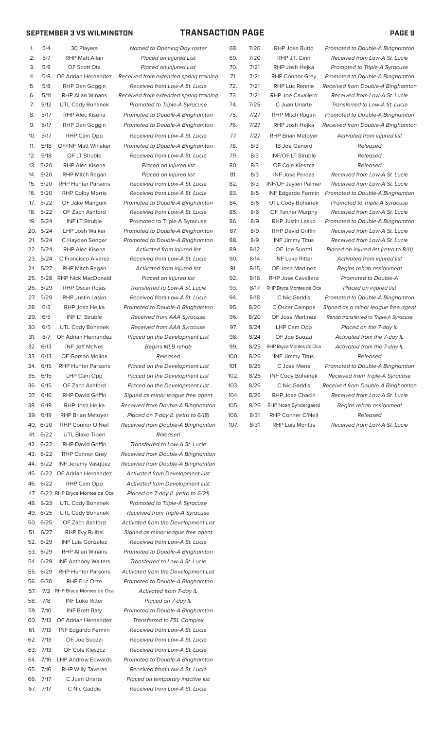## TRANSACTION PAGE

| # | Date | Player | Transaction |
|---|---|---|---|
| 1. | 5/4 | 30 Players | Named to Opening Day roster |
| 2. | 5/7 | RHP Matt Allan | Placed on Injured List |
| 3. | 5/8 | OF Scott Ota | Placed on Injured List |
| 4. | 5/8 | OF Adrian Hernandez | Received from extended spring training |
| 5. | 5/8 | RHP Dan Goggin | Received from Low-A St. Lucie |
| 6. | 5/11 | RHP Allan Winans | Received from extended spring training |
| 7. | 5/12 | UTL Cody Bohanek | Promoted to Triple-A Syracuse |
| 8. | 5/17 | RHP Alec Kisena | Promoted to Double-A Binghamton |
| 9. | 5/17 | RHP Dan Goggin | Promoted to Double-A Binghamton |
| 10. | 5/17 | RHP Cam Opp | Received from Low-A St. Lucie |
| 11. | 5/18 | OF/INF Matt Winaker | Promoted to Double-A Binghamton |
| 12. | 5/18 | OF LT Struble | Received from Low-A St. Lucie |
| 13. | 5/20 | RHP Alec Kisena | Placed on injured list |
| 14. | 5/20 | RHP Mitch Ragan | Placed on injured list |
| 15. | 5/20 | RHP Hunter Parsons | Received from Low-A St. Lucie |
| 16. | 5/20 | RHP Colby Morris | Received from Low-A St. Lucie |
| 17. | 5/22 | OF Jake Mangum | Promoted to Double-A Binghamton |
| 18. | 5/22 | OF Zach Ashford | Received from Low-A St. Lucie |
| 19. | 5/24 | INF LT Struble | Promoted to Triple-A Syracuse |
| 20. | 5/24 | LHP Josh Walker | Promoted to Double-A Binghamton |
| 21. | 5/24 | C Hayden Senger | Promoted to Double-A Binghamton |
| 22. | 5/24 | RHP Alec Kisena | Activated from injured list |
| 23. | 5/24 | C Francisco Alvarez | Received from Low-A St. Lucie |
| 24. | 5/27 | RHP Mitch Ragan | Activated from injured list |
| 25. | 5/28 | RHP Nick MacDonald | Placed on injured list |
| 26. | 5/29 | RHP Oscar Rojas | Transferred to Low-A St. Lucie |
| 27. | 5/29 | RHP Justin Lasko | Received from Low-A St. Lucie |
| 28. | 6/3 | RHP Josh Hejka | Promoted to Double-A Binghamton |
| 29. | 6/5 | INF LT Struble | Received from AAA Syracuse |
| 30. | 6/5 | UTL Cody Bohanek | Received from AAA Syracuse |
| 31. | 6/7 | OF Adrian Hernandez | Placed on the Development List |
| 32. | 6/13 | INF Jeff McNeil | Begins MLB rehab |
| 33. | 6/13 | OF Gerson Molina | Released |
| 34. | 6/15 | RHP Hunter Parsons | Placed on the Development List |
| 35. | 6/15 | LHP Cam Opp | Placed on the Development List |
| 36. | 6/15 | OF Zach Ashford | Placed on the Development List |
| 37. | 6/16 | RHP David Griffin | Signed as minor league free agent |
| 38. | 6/19 | RHP Josh Hejka | Received from Double-A Binghamton |
| 39. | 6/19 | RHP Brian Metoyer | Placed on 7-day IL (retro to 6/18) |
| 40. | 6/20 | RHP Connor O'Neil | Received from Double-A Binghamton |
| 41. | 6/22 | UTL Blake Tiberi | Released |
| 42. | 6/22 | RHP David Griffin | Transferred to Low-A St. Lucie |
| 43. | 6/22 | RHP Connor Grey | Received from Double-A Binghamton |
| 44. | 6/22 | INF Jeremy Vasquez | Received from Double-A Binghamton |
| 45. | 6/22 | OF Adrian Hernandez | Activated from Development List |
| 46. | 6/22 | RHP Cam Opp | Activated from Development List |
| 47. | 6/22 | RHP Bryce Montes de Oca | Placed on 7-day IL (retro to 6/21) |
| 48. | 6/23 | UTL Cody Bohanek | Promoted to Triple-A Syracuse |
| 49. | 6/25 | UTL Cody Bohanek | Received from Triple-A Syracuse |
| 50. | 6/25 | OF Zach Ashford | Activated from the Development List |
| 51. | 6/27 | RHP Evy Ruibal | Signed as minor league free agent |
| 52. | 6/29 | INF Luis Gonzalez | Received from Low-A St. Lucie |
| 53. | 6/29 | RHP Allan Winans | Promoted to Double-A Binghamton |
| 54. | 6/29 | INF Anthony Walters | Transferred to Low-A St. Lucie |
| 55. | 6/29 | RHP Hunter Parsons | Activated from the Development List |
| 56. | 6/30 | RHP Eric Orze | Promoted to Double-A Binghamton |
| 57. | 7/2 | RHP Bryce Montes de Oca | Activated from 7-day IL |
| 58. | 7/8 | INF Luke Ritter | Placed on 7-day IL |
| 59. | 7/10 | INF Brett Baty | Promoted to Double-A Binghamton |
| 60. | 7/13 | OF Adrian Hernandez | Transferred to FSL Complex |
| 61. | 7/13 | INF Edgardo Fermin | Received from Low-A St. Lucie |
| 62. | 7/13 | OF Joe Suozzi | Received from Low-A St. Lucie |
| 63. | 7/13 | OF Cole Kleszcz | Received from Low-A St. Lucie |
| 64. | 7/16 | LHP Andrew Edwards | Promoted to Double-A Binghamton |
| 65. | 7/16 | RHP Willy Taveras | Received from Low-A St. Lucie |
| 66. | 7/17 | C Juan Uriarte | Placed on temporary inactive list |
| 67. | 7/17 | C Nic Gaddis | Received from Low-A St. Lucie |
| 68. | 7/20 | RHP Jose Butto | Promoted to Double-A Binghamton |
| 69. | 7/20 | RHP J.T. Ginn | Received from Low-A St. Lucie |
| 70. | 7/21 | RHP Josh Hejka | Promoted to Triple-A Syracuse |
| 71. | 7/21 | RHP Connor Grey | Promoted to Double-A Binghamton |
| 72. | 7/21 | RHP Luc Rennie | Received from Double-A Binghamton |
| 73. | 7/21 | RHP Joe Cavallero | Received from Low-A St. Lucie |
| 74. | 7/25 | C Juan Uriarte | Transferred to Low-A St. Lucie |
| 75. | 7/27 | RHP Mitch Ragan | Promoted to Double-A Binghamton |
| 76. | 7/27 | RHP Josh Hejka | Received from Double-A Binghamton |
| 77. | 7/27 | RHP Brian Metoyer | Activated from injured list |
| 78. | 8/3 | 1B Joe Genord | Released |
| 79. | 8/3 | INF/OF LT Struble | Released |
| 80. | 8/3 | OF Cole Kleszcz | Released |
| 81. | 8/3 | INF Jose Peroza | Received from Low-A St. Lucie |
| 82. | 8/3 | INF/OF Jaylen Palmer | Received from Low-A St. Lucie |
| 83. | 8/5 | INF Edgardo Fermin | Promoted to Double-A Binghamton |
| 84. | 8/6 | UTL Cody Bohanek | Promoted to Triple-A Syracuse |
| 85. | 8/6 | OF Tanner Murphy | Received from Low-A St. Lucie |
| 86. | 8/9 | RHP Justin Lasko | Promoted to Double-A Binghamton |
| 87. | 8/9 | RHP David Griffin | Received from Low-A St. Lucie |
| 88. | 8/9 | INF Jimmy Titus | Received from Low-A St. Lucie |
| 89. | 8/12 | OF Joe Suozzi | Placed on injured list (retro to 8/11) |
| 90. | 8/14 | INF Luke Ritter | Activated from injured list |
| 91. | 8/15 | OF Jose Martinez | Begins rehab assignment |
| 92. | 8/16 | RHP Jose Cavallero | Promoted to Double-A |
| 93. | 8/17 | RHP Bryce Montes de Oca | Placed on injured list |
| 94. | 8/18 | C Nic Gaddis | Promoted to Double-A Binghamton |
| 95. | 8/20 | C Oscar Campos | Signed as a minor league free agent |
| 96. | 8/20 | OF Jose Martinez | Rehab transferred to Triple-A Syracuse |
| 97. | 8/24 | LHP Cam Opp | Placed on the 7-day IL |
| 98. | 8/24 | OF Joe Suozzi | Activated from the 7-day IL |
| 99. | 8/25 | RHP Bryce Montes de Oca | Activated from the 7-day IL |
| 100. | 8/26 | INF Jimmy Titus | Released |
| 101. | 8/26 | C Jose Mena | Promoted to Double-A Binghamton |
| 102. | 8/26 | INF Cody Bohanek | Received from Triple-A Syracuse |
| 103. | 8/26 | C Nic Gaddis | Received from Double-A Binghamton |
| 104. | 8/26 | RHP Jose Chacin | Received from Low-A St. Lucie |
| 105. | 8/26 | RHP Noah Syndergaard | Begins rehab assignment |
| 106. | 8/31 | RHP Conner O'Neil | Released |
| 107. | 8/31 | RHP Luis Montas | Received from Low-A St. Lucie |